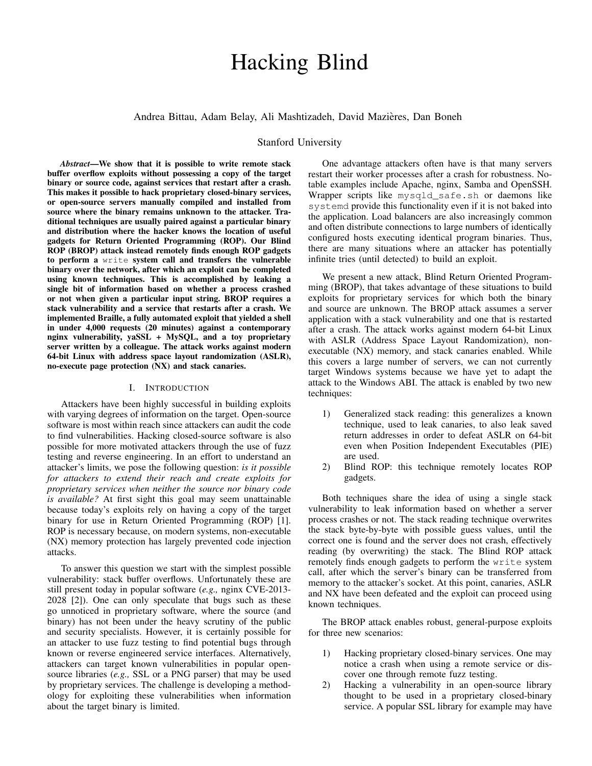# Hacking Blind

Andrea Bittau, Adam Belay, Ali Mashtizadeh, David Mazières, Dan Boneh

Stanford University

***Abstract*—We show that it is possible to write remote stack buffer overflow exploits without possessing a copy of the target binary or source code, against services that restart after a crash. This makes it possible to hack proprietary closed-binary services, or open-source servers manually compiled and installed from source where the binary remains unknown to the attacker. Traditional techniques are usually paired against a particular binary and distribution where the hacker knows the location of useful gadgets for Return Oriented Programming (ROP). Our Blind ROP (BROP) attack instead remotely finds enough ROP gadgets to perform a `write` system call and transfers the vulnerable binary over the network, after which an exploit can be completed using known techniques. This is accomplished by leaking a single bit of information based on whether a process crashed or not when given a particular input string. BROP requires a stack vulnerability and a service that restarts after a crash. We implemented Braille, a fully automated exploit that yielded a shell in under 4,000 requests (20 minutes) against a contemporary nginx vulnerability, yaSSL + MySQL, and a toy proprietary server written by a colleague. The attack works against modern 64-bit Linux with address space layout randomization (ASLR), no-execute page protection (NX) and stack canaries.**

## I. Introduction

Attackers have been highly successful in building exploits with varying degrees of information on the target. Open-source software is most within reach since attackers can audit the code to find vulnerabilities. Hacking closed-source software is also possible for more motivated attackers through the use of fuzz testing and reverse engineering. In an effort to understand an attacker's limits, we pose the following question: *is it possible for attackers to extend their reach and create exploits for proprietary services when neither the source nor binary code is available?* At first sight this goal may seem unattainable because today's exploits rely on having a copy of the target binary for use in Return Oriented Programming (ROP) [1]. ROP is necessary because, on modern systems, non-executable (NX) memory protection has largely prevented code injection attacks.

To answer this question we start with the simplest possible vulnerability: stack buffer overflows. Unfortunately these are still present today in popular software (*e.g.,* nginx CVE-2013-2028 [2]). One can only speculate that bugs such as these go unnoticed in proprietary software, where the source (and binary) has not been under the heavy scrutiny of the public and security specialists. However, it is certainly possible for an attacker to use fuzz testing to find potential bugs through known or reverse engineered service interfaces. Alternatively, attackers can target known vulnerabilities in popular open-source libraries (*e.g.,* SSL or a PNG parser) that may be used by proprietary services. The challenge is developing a methodology for exploiting these vulnerabilities when information about the target binary is limited.

One advantage attackers often have is that many servers restart their worker processes after a crash for robustness. Notable examples include Apache, nginx, Samba and OpenSSH. Wrapper scripts like `mysqld_safe.sh` or daemons like `systemd` provide this functionality even if it is not baked into the application. Load balancers are also increasingly common and often distribute connections to large numbers of identically configured hosts executing identical program binaries. Thus, there are many situations where an attacker has potentially infinite tries (until detected) to build an exploit.

We present a new attack, Blind Return Oriented Programming (BROP), that takes advantage of these situations to build exploits for proprietary services for which both the binary and source are unknown. The BROP attack assumes a server application with a stack vulnerability and one that is restarted after a crash. The attack works against modern 64-bit Linux with ASLR (Address Space Layout Randomization), non-executable (NX) memory, and stack canaries enabled. While this covers a large number of servers, we can not currently target Windows systems because we have yet to adapt the attack to the Windows ABI. The attack is enabled by two new techniques:

1) Generalized stack reading: this generalizes a known technique, used to leak canaries, to also leak saved return addresses in order to defeat ASLR on 64-bit even when Position Independent Executables (PIE) are used.
2) Blind ROP: this technique remotely locates ROP gadgets.

Both techniques share the idea of using a single stack vulnerability to leak information based on whether a server process crashes or not. The stack reading technique overwrites the stack byte-by-byte with possible guess values, until the correct one is found and the server does not crash, effectively reading (by overwriting) the stack. The Blind ROP attack remotely finds enough gadgets to perform the `write` system call, after which the server's binary can be transferred from memory to the attacker's socket. At this point, canaries, ASLR and NX have been defeated and the exploit can proceed using known techniques.

The BROP attack enables robust, general-purpose exploits for three new scenarios:

1) Hacking proprietary closed-binary services. One may notice a crash when using a remote service or discover one through remote fuzz testing.
2) Hacking a vulnerability in an open-source library thought to be used in a proprietary closed-binary service. A popular SSL library for example may have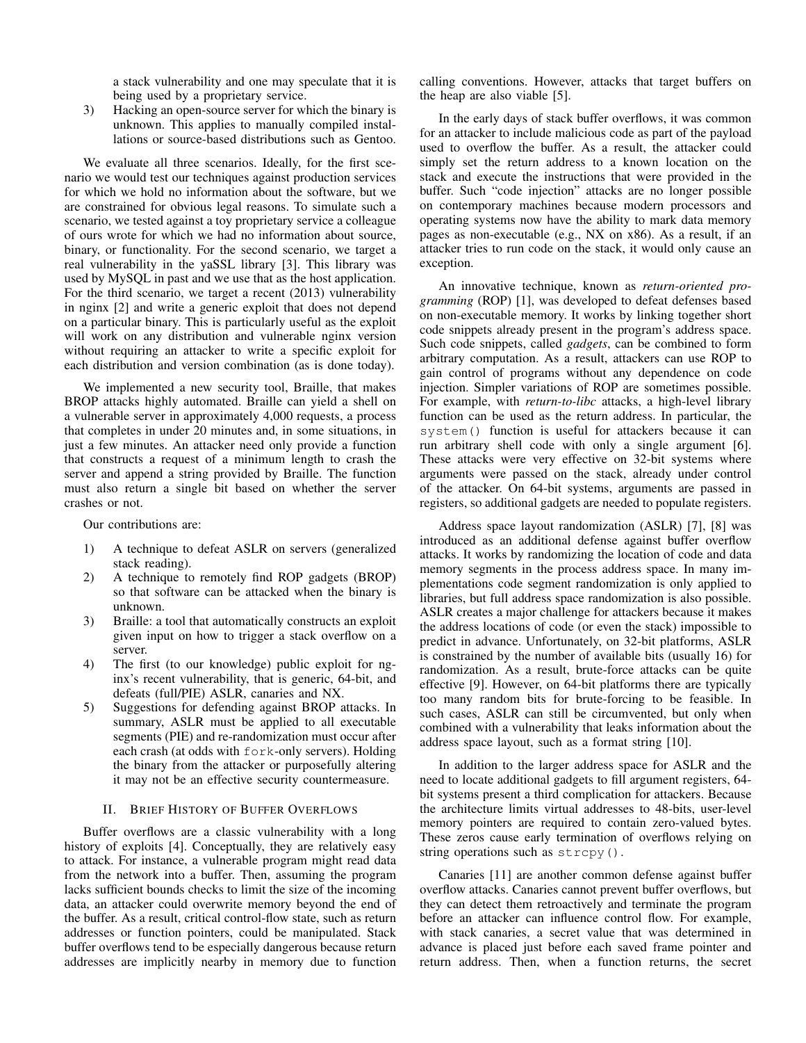a stack vulnerability and one may speculate that it is being used by a proprietary service.

3) Hacking an open-source server for which the binary is unknown. This applies to manually compiled installations or source-based distributions such as Gentoo.

We evaluate all three scenarios. Ideally, for the first scenario we would test our techniques against production services for which we hold no information about the software, but we are constrained for obvious legal reasons. To simulate such a scenario, we tested against a toy proprietary service a colleague of ours wrote for which we had no information about source, binary, or functionality. For the second scenario, we target a real vulnerability in the yaSSL library [3]. This library was used by MySQL in past and we use that as the host application. For the third scenario, we target a recent (2013) vulnerability in nginx [2] and write a generic exploit that does not depend on a particular binary. This is particularly useful as the exploit will work on any distribution and vulnerable nginx version without requiring an attacker to write a specific exploit for each distribution and version combination (as is done today).

We implemented a new security tool, Braille, that makes BROP attacks highly automated. Braille can yield a shell on a vulnerable server in approximately 4,000 requests, a process that completes in under 20 minutes and, in some situations, in just a few minutes. An attacker need only provide a function that constructs a request of a minimum length to crash the server and append a string provided by Braille. The function must also return a single bit based on whether the server crashes or not.

Our contributions are:

1) A technique to defeat ASLR on servers (generalized stack reading).
2) A technique to remotely find ROP gadgets (BROP) so that software can be attacked when the binary is unknown.
3) Braille: a tool that automatically constructs an exploit given input on how to trigger a stack overflow on a server.
4) The first (to our knowledge) public exploit for nginx's recent vulnerability, that is generic, 64-bit, and defeats (full/PIE) ASLR, canaries and NX.
5) Suggestions for defending against BROP attacks. In summary, ASLR must be applied to all executable segments (PIE) and re-randomization must occur after each crash (at odds with `fork`-only servers). Holding the binary from the attacker or purposefully altering it may not be an effective security countermeasure.

## II. Brief History of Buffer Overflows

Buffer overflows are a classic vulnerability with a long history of exploits [4]. Conceptually, they are relatively easy to attack. For instance, a vulnerable program might read data from the network into a buffer. Then, assuming the program lacks sufficient bounds checks to limit the size of the incoming data, an attacker could overwrite memory beyond the end of the buffer. As a result, critical control-flow state, such as return addresses or function pointers, could be manipulated. Stack buffer overflows tend to be especially dangerous because return addresses are implicitly nearby in memory due to function calling conventions. However, attacks that target buffers on the heap are also viable [5].

In the early days of stack buffer overflows, it was common for an attacker to include malicious code as part of the payload used to overflow the buffer. As a result, the attacker could simply set the return address to a known location on the stack and execute the instructions that were provided in the buffer. Such "code injection" attacks are no longer possible on contemporary machines because modern processors and operating systems now have the ability to mark data memory pages as non-executable (e.g., NX on x86). As a result, if an attacker tries to run code on the stack, it would only cause an exception.

An innovative technique, known as *return-oriented programming* (ROP) [1], was developed to defeat defenses based on non-executable memory. It works by linking together short code snippets already present in the program's address space. Such code snippets, called *gadgets*, can be combined to form arbitrary computation. As a result, attackers can use ROP to gain control of programs without any dependence on code injection. Simpler variations of ROP are sometimes possible. For example, with *return-to-libc* attacks, a high-level library function can be used as the return address. In particular, the `system()` function is useful for attackers because it can run arbitrary shell code with only a single argument [6]. These attacks were very effective on 32-bit systems where arguments were passed on the stack, already under control of the attacker. On 64-bit systems, arguments are passed in registers, so additional gadgets are needed to populate registers.

Address space layout randomization (ASLR) [7], [8] was introduced as an additional defense against buffer overflow attacks. It works by randomizing the location of code and data memory segments in the process address space. In many implementations code segment randomization is only applied to libraries, but full address space randomization is also possible. ASLR creates a major challenge for attackers because it makes the address locations of code (or even the stack) impossible to predict in advance. Unfortunately, on 32-bit platforms, ASLR is constrained by the number of available bits (usually 16) for randomization. As a result, brute-force attacks can be quite effective [9]. However, on 64-bit platforms there are typically too many random bits for brute-forcing to be feasible. In such cases, ASLR can still be circumvented, but only when combined with a vulnerability that leaks information about the address space layout, such as a format string [10].

In addition to the larger address space for ASLR and the need to locate additional gadgets to fill argument registers, 64-bit systems present a third complication for attackers. Because the architecture limits virtual addresses to 48-bits, user-level memory pointers are required to contain zero-valued bytes. These zeros cause early termination of overflows relying on string operations such as `strcpy()`.

Canaries [11] are another common defense against buffer overflow attacks. Canaries cannot prevent buffer overflows, but they can detect them retroactively and terminate the program before an attacker can influence control flow. For example, with stack canaries, a secret value that was determined in advance is placed just before each saved frame pointer and return address. Then, when a function returns, the secret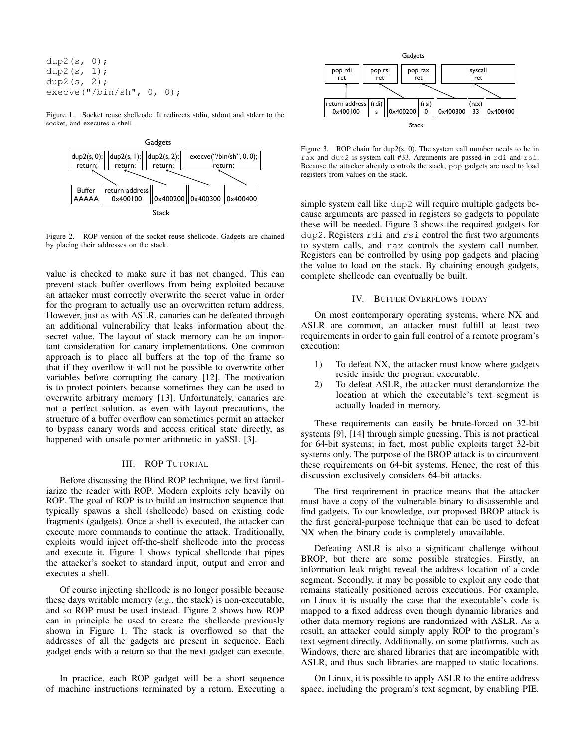```
dup2(s, 0);
dup2(s, 1);
dup2(s, 2);
execve("/bin/sh", 0, 0);
```

Figure 1. Socket reuse shellcode. It redirects stdin, stdout and stderr to the socket, and executes a shell.

Figure 2. ROP version of the socket reuse shellcode. Gadgets are chained by placing their addresses on the stack.

value is checked to make sure it has not changed. This can prevent stack buffer overflows from being exploited because an attacker must correctly overwrite the secret value in order for the program to actually use an overwritten return address. However, just as with ASLR, canaries can be defeated through an additional vulnerability that leaks information about the secret value. The layout of stack memory can be an important consideration for canary implementations. One common approach is to place all buffers at the top of the frame so that if they overflow it will not be possible to overwrite other variables before corrupting the canary [12]. The motivation is to protect pointers because sometimes they can be used to overwrite arbitrary memory [13]. Unfortunately, canaries are not a perfect solution, as even with layout precautions, the structure of a buffer overflow can sometimes permit an attacker to bypass canary words and access critical state directly, as happened with unsafe pointer arithmetic in yaSSL [3].

## III. ROP Tutorial

Before discussing the Blind ROP technique, we first familiarize the reader with ROP. Modern exploits rely heavily on ROP. The goal of ROP is to build an instruction sequence that typically spawns a shell (shellcode) based on existing code fragments (gadgets). Once a shell is executed, the attacker can execute more commands to continue the attack. Traditionally, exploits would inject off-the-shelf shellcode into the process and execute it. Figure 1 shows typical shellcode that pipes the attacker's socket to standard input, output and error and executes a shell.

Of course injecting shellcode is no longer possible because these days writable memory (*e.g.,* the stack) is non-executable, and so ROP must be used instead. Figure 2 shows how ROP can in principle be used to create the shellcode previously shown in Figure 1. The stack is overflowed so that the addresses of all the gadgets are present in sequence. Each gadget ends with a return so that the next gadget can execute.

In practice, each ROP gadget will be a short sequence of machine instructions terminated by a return. Executing a simple system call like `dup2` will require multiple gadgets because arguments are passed in registers so gadgets to populate these will be needed. Figure 3 shows the required gadgets for `dup2`. Registers `rdi` and `rsi` control the first two arguments to system calls, and `rax` controls the system call number. Registers can be controlled by using pop gadgets and placing the value to load on the stack. By chaining enough gadgets, complete shellcode can eventually be built.

Figure 3. ROP chain for dup2(s, 0). The system call number needs to be in `rax` and `dup2` is system call #33. Arguments are passed in `rdi` and `rsi`. Because the attacker already controls the stack, `pop` gadgets are used to load registers from values on the stack.

## IV. Buffer Overflows today

On most contemporary operating systems, where NX and ASLR are common, an attacker must fulfill at least two requirements in order to gain full control of a remote program's execution:

1) To defeat NX, the attacker must know where gadgets reside inside the program executable.
2) To defeat ASLR, the attacker must derandomize the location at which the executable's text segment is actually loaded in memory.

These requirements can easily be brute-forced on 32-bit systems [9], [14] through simple guessing. This is not practical for 64-bit systems; in fact, most public exploits target 32-bit systems only. The purpose of the BROP attack is to circumvent these requirements on 64-bit systems. Hence, the rest of this discussion exclusively considers 64-bit attacks.

The first requirement in practice means that the attacker must have a copy of the vulnerable binary to disassemble and find gadgets. To our knowledge, our proposed BROP attack is the first general-purpose technique that can be used to defeat NX when the binary code is completely unavailable.

Defeating ASLR is also a significant challenge without BROP, but there are some possible strategies. Firstly, an information leak might reveal the address location of a code segment. Secondly, it may be possible to exploit any code that remains statically positioned across executions. For example, on Linux it is usually the case that the executable's code is mapped to a fixed address even though dynamic libraries and other data memory regions are randomized with ASLR. As a result, an attacker could simply apply ROP to the program's text segment directly. Additionally, on some platforms, such as Windows, there are shared libraries that are incompatible with ASLR, and thus such libraries are mapped to static locations.

On Linux, it is possible to apply ASLR to the entire address space, including the program's text segment, by enabling PIE.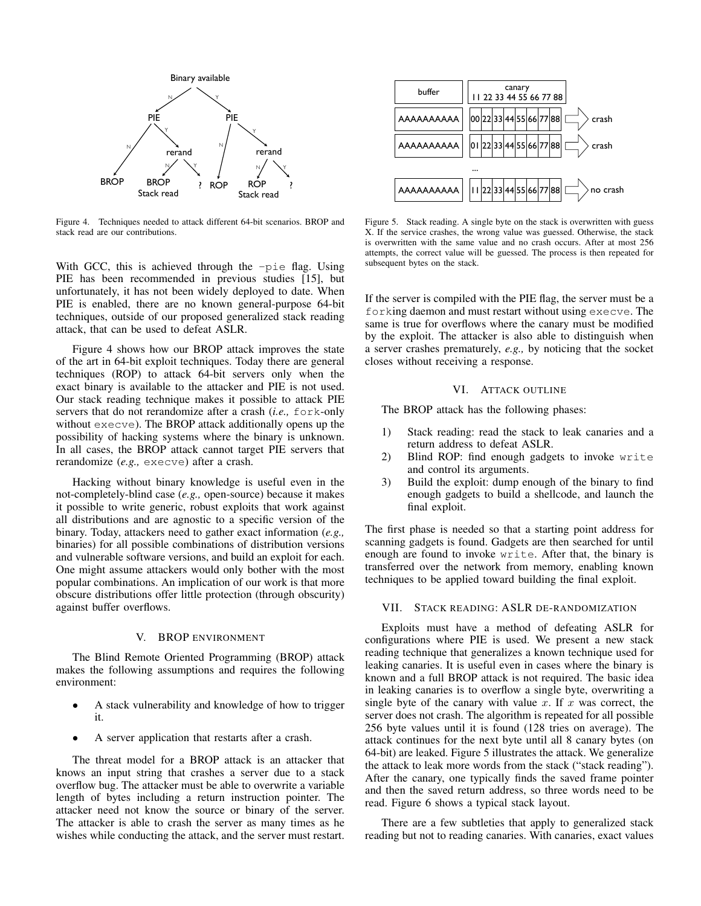Figure 4. Techniques needed to attack different 64-bit scenarios. BROP and stack read are our contributions.

With GCC, this is achieved through the `-pie` flag. Using PIE has been recommended in previous studies [15], but unfortunately, it has not been widely deployed to date. When PIE is enabled, there are no known general-purpose 64-bit techniques, outside of our proposed generalized stack reading attack, that can be used to defeat ASLR.

Figure 4 shows how our BROP attack improves the state of the art in 64-bit exploit techniques. Today there are general techniques (ROP) to attack 64-bit servers only when the exact binary is available to the attacker and PIE is not used. Our stack reading technique makes it possible to attack PIE servers that do not rerandomize after a crash (*i.e.,* `fork`-only without `execve`). The BROP attack additionally opens up the possibility of hacking systems where the binary is unknown. In all cases, the BROP attack cannot target PIE servers that rerandomize (*e.g.,* `execve`) after a crash.

Hacking without binary knowledge is useful even in the not-completely-blind case (*e.g.,* open-source) because it makes it possible to write generic, robust exploits that work against all distributions and are agnostic to a specific version of the binary. Today, attackers need to gather exact information (*e.g.,* binaries) for all possible combinations of distribution versions and vulnerable software versions, and build an exploit for each. One might assume attackers would only bother with the most popular combinations. An implication of our work is that more obscure distributions offer little protection (through obscurity) against buffer overflows.

## V. BROP ENVIRONMENT

The Blind Remote Oriented Programming (BROP) attack makes the following assumptions and requires the following environment:

- A stack vulnerability and knowledge of how to trigger it.
- A server application that restarts after a crash.

The threat model for a BROP attack is an attacker that knows an input string that crashes a server due to a stack overflow bug. The attacker must be able to overwrite a variable length of bytes including a return instruction pointer. The attacker need not know the source or binary of the server. The attacker is able to crash the server as many times as he wishes while conducting the attack, and the server must restart.

Figure 5. Stack reading. A single byte on the stack is overwritten with guess X. If the service crashes, the wrong value was guessed. Otherwise, the stack is overwritten with the same value and no crash occurs. After at most 256 attempts, the correct value will be guessed. The process is then repeated for subsequent bytes on the stack.

If the server is compiled with the PIE flag, the server must be a `fork`ing daemon and must restart without using `execve`. The same is true for overflows where the canary must be modified by the exploit. The attacker is also able to distinguish when a server crashes prematurely, *e.g.,* by noticing that the socket closes without receiving a response.

## VI. ATTACK OUTLINE

The BROP attack has the following phases:

1) Stack reading: read the stack to leak canaries and a return address to defeat ASLR.
2) Blind ROP: find enough gadgets to invoke `write` and control its arguments.
3) Build the exploit: dump enough of the binary to find enough gadgets to build a shellcode, and launch the final exploit.

The first phase is needed so that a starting point address for scanning gadgets is found. Gadgets are then searched for until enough are found to invoke `write`. After that, the binary is transferred over the network from memory, enabling known techniques to be applied toward building the final exploit.

## VII. STACK READING: ASLR DE-RANDOMIZATION

Exploits must have a method of defeating ASLR for configurations where PIE is used. We present a new stack reading technique that generalizes a known technique used for leaking canaries. It is useful even in cases where the binary is known and a full BROP attack is not required. The basic idea in leaking canaries is to overflow a single byte, overwriting a single byte of the canary with value $x$. If $x$ was correct, the server does not crash. The algorithm is repeated for all possible 256 byte values until it is found (128 tries on average). The attack continues for the next byte until all 8 canary bytes (on 64-bit) are leaked. Figure 5 illustrates the attack. We generalize the attack to leak more words from the stack ("stack reading"). After the canary, one typically finds the saved frame pointer and then the saved return address, so three words need to be read. Figure 6 shows a typical stack layout.

There are a few subtleties that apply to generalized stack reading but not to reading canaries. With canaries, exact values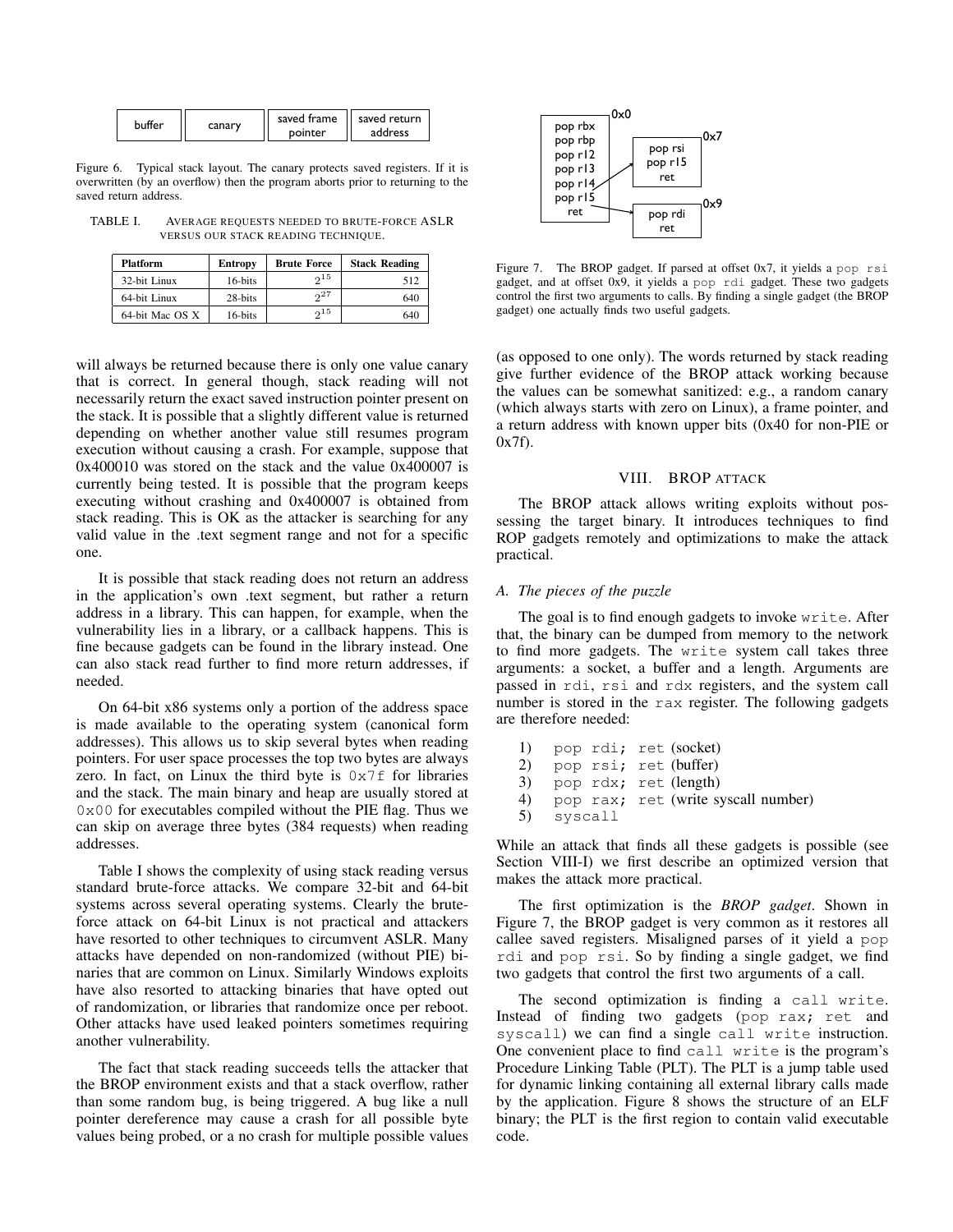| buffer | canary | saved frame pointer | saved return address |
|---|---|---|---|

Figure 6. Typical stack layout. The canary protects saved registers. If it is overwritten (by an overflow) then the program aborts prior to returning to the saved return address.

TABLE I. AVERAGE REQUESTS NEEDED TO BRUTE-FORCE ASLR VERSUS OUR STACK READING TECHNIQUE.

| Platform | Entropy | Brute Force | Stack Reading |
|---|---|---|---|
| 32-bit Linux | 16-bits | $2^{15}$ | 512 |
| 64-bit Linux | 28-bits | $2^{27}$ | 640 |
| 64-bit Mac OS X | 16-bits | $2^{15}$ | 640 |

will always be returned because there is only one value canary that is correct. In general though, stack reading will not necessarily return the exact saved instruction pointer present on the stack. It is possible that a slightly different value is returned depending on whether another value still resumes program execution without causing a crash. For example, suppose that 0x400010 was stored on the stack and the value 0x400007 is currently being tested. It is possible that the program keeps executing without crashing and 0x400007 is obtained from stack reading. This is OK as the attacker is searching for any valid value in the .text segment range and not for a specific one.

It is possible that stack reading does not return an address in the application's own .text segment, but rather a return address in a library. This can happen, for example, when the vulnerability lies in a library, or a callback happens. This is fine because gadgets can be found in the library instead. One can also stack read further to find more return addresses, if needed.

On 64-bit x86 systems only a portion of the address space is made available to the operating system (canonical form addresses). This allows us to skip several bytes when reading pointers. For user space processes the top two bytes are always zero. In fact, on Linux the third byte is `0x7f` for libraries and the stack. The main binary and heap are usually stored at `0x00` for executables compiled without the PIE flag. Thus we can skip on average three bytes (384 requests) when reading addresses.

Table I shows the complexity of using stack reading versus standard brute-force attacks. We compare 32-bit and 64-bit systems across several operating systems. Clearly the brute-force attack on 64-bit Linux is not practical and attackers have resorted to other techniques to circumvent ASLR. Many attacks have depended on non-randomized (without PIE) binaries that are common on Linux. Similarly Windows exploits have also resorted to attacking binaries that have opted out of randomization, or libraries that randomize once per reboot. Other attacks have used leaked pointers sometimes requiring another vulnerability.

The fact that stack reading succeeds tells the attacker that the BROP environment exists and that a stack overflow, rather than some random bug, is being triggered. A bug like a null pointer dereference may cause a crash for all possible byte values being probed, or a no crash for multiple possible values

```
0x0
pop rbx
pop rbp
pop r12
pop r13          0x7
pop r14   ->   pop rsi
pop r15        pop r15
ret            ret
               0x9
          ->   pop rdi
               ret
```

Figure 7. The BROP gadget. If parsed at offset 0x7, it yields a `pop rsi` gadget, and at offset 0x9, it yields a `pop rdi` gadget. These two gadgets control the first two arguments to calls. By finding a single gadget (the BROP gadget) one actually finds two useful gadgets.

(as opposed to one only). The words returned by stack reading give further evidence of the BROP attack working because the values can be somewhat sanitized: e.g., a random canary (which always starts with zero on Linux), a frame pointer, and a return address with known upper bits (0x40 for non-PIE or 0x7f).

## VIII. BROP ATTACK

The BROP attack allows writing exploits without possessing the target binary. It introduces techniques to find ROP gadgets remotely and optimizations to make the attack practical.

### A. The pieces of the puzzle

The goal is to find enough gadgets to invoke `write`. After that, the binary can be dumped from memory to the network to find more gadgets. The `write` system call takes three arguments: a socket, a buffer and a length. Arguments are passed in `rdi`, `rsi` and `rdx` registers, and the system call number is stored in the `rax` register. The following gadgets are therefore needed:

1) `pop rdi; ret` (socket)
2) `pop rsi; ret` (buffer)
3) `pop rdx; ret` (length)
4) `pop rax; ret` (write syscall number)
5) `syscall`

While an attack that finds all these gadgets is possible (see Section VIII-I) we first describe an optimized version that makes the attack more practical.

The first optimization is the *BROP gadget*. Shown in Figure 7, the BROP gadget is very common as it restores all callee saved registers. Misaligned parses of it yield a `pop rdi` and `pop rsi`. So by finding a single gadget, we find two gadgets that control the first two arguments of a call.

The second optimization is finding a `call write`. Instead of finding two gadgets (`pop rax; ret` and `syscall`) we can find a single `call write` instruction. One convenient place to find `call write` is the program's Procedure Linking Table (PLT). The PLT is a jump table used for dynamic linking containing all external library calls made by the application. Figure 8 shows the structure of an ELF binary; the PLT is the first region to contain valid executable code.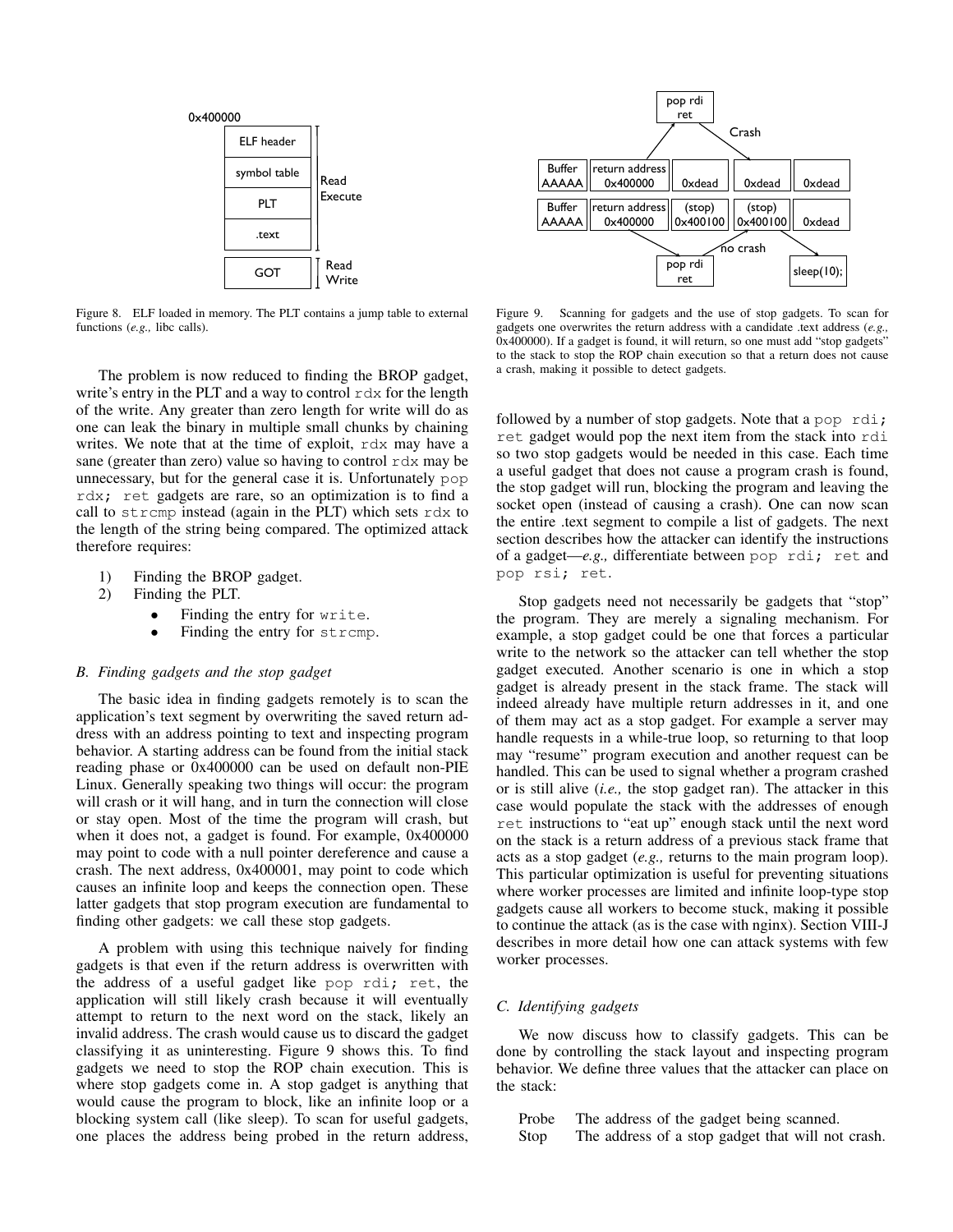Figure 8. ELF loaded in memory. The PLT contains a jump table to external functions (*e.g.,* libc calls).

The problem is now reduced to finding the BROP gadget, write's entry in the PLT and a way to control `rdx` for the length of the write. Any greater than zero length for write will do as one can leak the binary in multiple small chunks by chaining writes. We note that at the time of exploit, `rdx` may have a sane (greater than zero) value so having to control `rdx` may be unnecessary, but for the general case it is. Unfortunately `pop rdx; ret` gadgets are rare, so an optimization is to find a call to `strcmp` instead (again in the PLT) which sets `rdx` to the length of the string being compared. The optimized attack therefore requires:

1) Finding the BROP gadget.
2) Finding the PLT.
   - Finding the entry for `write`.
   - Finding the entry for `strcmp`.

### B. Finding gadgets and the stop gadget

The basic idea in finding gadgets remotely is to scan the application's text segment by overwriting the saved return address with an address pointing to text and inspecting program behavior. A starting address can be found from the initial stack reading phase or 0x400000 can be used on default non-PIE Linux. Generally speaking two things will occur: the program will crash or it will hang, and in turn the connection will close or stay open. Most of the time the program will crash, but when it does not, a gadget is found. For example, 0x400000 may point to code with a null pointer dereference and cause a crash. The next address, 0x400001, may point to code which causes an infinite loop and keeps the connection open. These latter gadgets that stop program execution are fundamental to finding other gadgets: we call these stop gadgets.

A problem with using this technique naively for finding gadgets is that even if the return address is overwritten with the address of a useful gadget like `pop rdi; ret`, the application will still likely crash because it will eventually attempt to return to the next word on the stack, likely an invalid address. The crash would cause us to discard the gadget classifying it as uninteresting. Figure 9 shows this. To find gadgets we need to stop the ROP chain execution. This is where stop gadgets come in. A stop gadget is anything that would cause the program to block, like an infinite loop or a blocking system call (like sleep). To scan for useful gadgets, one places the address being probed in the return address, followed by a number of stop gadgets. Note that a `pop rdi; ret` gadget would pop the next item from the stack into `rdi` so two stop gadgets would be needed in this case. Each time a useful gadget that does not cause a program crash is found, the stop gadget will run, blocking the program and leaving the socket open (instead of causing a crash). One can now scan the entire .text segment to compile a list of gadgets. The next section describes how the attacker can identify the instructions of a gadget—*e.g.,* differentiate between `pop rdi; ret` and `pop rsi; ret`.

Figure 9. Scanning for gadgets and the use of stop gadgets. To scan for gadgets one overwrites the return address with a candidate .text address (*e.g.,* 0x400000). If a gadget is found, it will return, so one must add "stop gadgets" to the stack to stop the ROP chain execution so that a return does not cause a crash, making it possible to detect gadgets.

Stop gadgets need not necessarily be gadgets that "stop" the program. They are merely a signaling mechanism. For example, a stop gadget could be one that forces a particular write to the network so the attacker can tell whether the stop gadget executed. Another scenario is one in which a stop gadget is already present in the stack frame. The stack will indeed already have multiple return addresses in it, and one of them may act as a stop gadget. For example a server may handle requests in a while-true loop, so returning to that loop may "resume" program execution and another request can be handled. This can be used to signal whether a program crashed or is still alive (*i.e.,* the stop gadget ran). The attacker in this case would populate the stack with the addresses of enough `ret` instructions to "eat up" enough stack until the next word on the stack is a return address of a previous stack frame that acts as a stop gadget (*e.g.,* returns to the main program loop). This particular optimization is useful for preventing situations where worker processes are limited and infinite loop-type stop gadgets cause all workers to become stuck, making it possible to continue the attack (as is the case with nginx). Section VIII-J describes in more detail how one can attack systems with few worker processes.

### C. Identifying gadgets

We now discuss how to classify gadgets. This can be done by controlling the stack layout and inspecting program behavior. We define three values that the attacker can place on the stack:

| | |
|---|---|
| Probe | The address of the gadget being scanned. |
| Stop | The address of a stop gadget that will not crash. |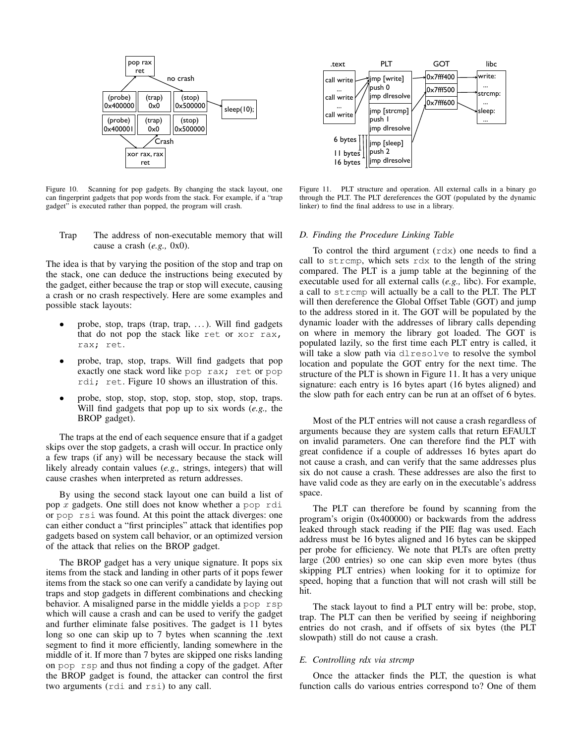Figure 10. Scanning for pop gadgets. By changing the stack layout, one can fingerprint gadgets that pop words from the stack. For example, if a "trap gadget" is executed rather than popped, the program will crash.

Figure 11. PLT structure and operation. All external calls in a binary go through the PLT. The PLT dereferences the GOT (populated by the dynamic linker) to find the final address to use in a library.

Trap The address of non-executable memory that will cause a crash (*e.g.,* 0x0).

The idea is that by varying the position of the stop and trap on the stack, one can deduce the instructions being executed by the gadget, either because the trap or stop will execute, causing a crash or no crash respectively. Here are some examples and possible stack layouts:

- probe, stop, traps (trap, trap, ...). Will find gadgets that do not pop the stack like `ret` or `xor rax, rax; ret`.
- probe, trap, stop, traps. Will find gadgets that pop exactly one stack word like `pop rax; ret` or `pop rdi; ret`. Figure 10 shows an illustration of this.
- probe, stop, stop, stop, stop, stop, stop, stop, traps. Will find gadgets that pop up to six words (*e.g.,* the BROP gadget).

The traps at the end of each sequence ensure that if a gadget skips over the stop gadgets, a crash will occur. In practice only a few traps (if any) will be necessary because the stack will likely already contain values (*e.g.,* strings, integers) that will cause crashes when interpreted as return addresses.

By using the second stack layout one can build a list of pop $x$ gadgets. One still does not know whether a `pop rdi` or `pop rsi` was found. At this point the attack diverges: one can either conduct a "first principles" attack that identifies pop gadgets based on system call behavior, or an optimized version of the attack that relies on the BROP gadget.

The BROP gadget has a very unique signature. It pops six items from the stack and landing in other parts of it pops fewer items from the stack so one can verify a candidate by laying out traps and stop gadgets in different combinations and checking behavior. A misaligned parse in the middle yields a `pop rsp` which will cause a crash and can be used to verify the gadget and further eliminate false positives. The gadget is 11 bytes long so one can skip up to 7 bytes when scanning the .text segment to find it more efficiently, landing somewhere in the middle of it. If more than 7 bytes are skipped one risks landing on `pop rsp` and thus not finding a copy of the gadget. After the BROP gadget is found, the attacker can control the first two arguments (`rdi` and `rsi`) to any call.

### D. Finding the Procedure Linking Table

To control the third argument (`rdx`) one needs to find a call to `strcmp`, which sets `rdx` to the length of the string compared. The PLT is a jump table at the beginning of the executable used for all external calls (*e.g.,* libc). For example, a call to `strcmp` will actually be a call to the PLT. The PLT will then dereference the Global Offset Table (GOT) and jump to the address stored in it. The GOT will be populated by the dynamic loader with the addresses of library calls depending on where in memory the library got loaded. The GOT is populated lazily, so the first time each PLT entry is called, it will take a slow path via `dlresolve` to resolve the symbol location and populate the GOT entry for the next time. The structure of the PLT is shown in Figure 11. It has a very unique signature: each entry is 16 bytes apart (16 bytes aligned) and the slow path for each entry can be run at an offset of 6 bytes.

Most of the PLT entries will not cause a crash regardless of arguments because they are system calls that return EFAULT on invalid parameters. One can therefore find the PLT with great confidence if a couple of addresses 16 bytes apart do not cause a crash, and can verify that the same addresses plus six do not cause a crash. These addresses are also the first to have valid code as they are early on in the executable's address space.

The PLT can therefore be found by scanning from the program's origin (0x400000) or backwards from the address leaked through stack reading if the PIE flag was used. Each address must be 16 bytes aligned and 16 bytes can be skipped per probe for efficiency. We note that PLTs are often pretty large (200 entries) so one can skip even more bytes (thus skipping PLT entries) when looking for it to optimize for speed, hoping that a function that will not crash will still be hit.

The stack layout to find a PLT entry will be: probe, stop, trap. The PLT can then be verified by seeing if neighboring entries do not crash, and if offsets of six bytes (the PLT slowpath) still do not cause a crash.

### E. Controlling rdx via strcmp

Once the attacker finds the PLT, the question is what function calls do various entries correspond to? One of them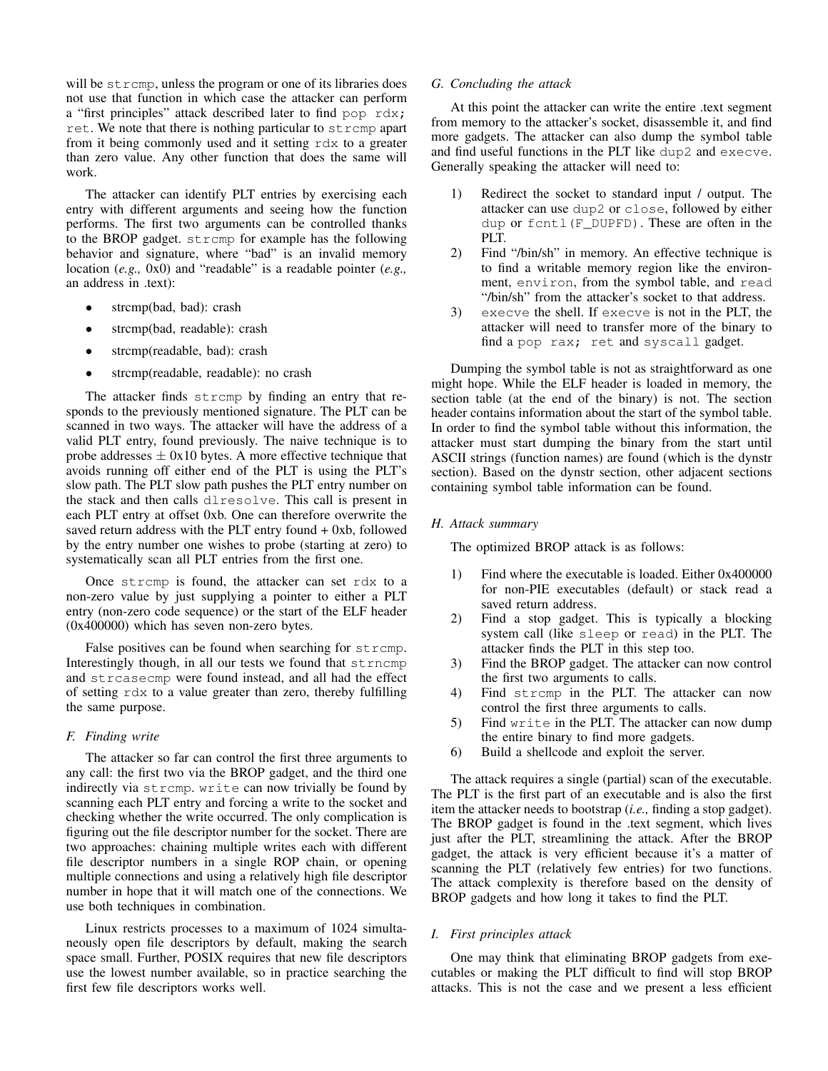will be `strcmp`, unless the program or one of its libraries does not use that function in which case the attacker can perform a "first principles" attack described later to find `pop rdx; ret`. We note that there is nothing particular to `strcmp` apart from it being commonly used and it setting `rdx` to a greater than zero value. Any other function that does the same will work.

The attacker can identify PLT entries by exercising each entry with different arguments and seeing how the function performs. The first two arguments can be controlled thanks to the BROP gadget. `strcmp` for example has the following behavior and signature, where "bad" is an invalid memory location (*e.g.,* 0x0) and "readable" is a readable pointer (*e.g.,* an address in .text):

- strcmp(bad, bad): crash
- strcmp(bad, readable): crash
- strcmp(readable, bad): crash
- strcmp(readable, readable): no crash

The attacker finds `strcmp` by finding an entry that responds to the previously mentioned signature. The PLT can be scanned in two ways. The attacker will have the address of a valid PLT entry, found previously. The naive technique is to probe addresses ± 0x10 bytes. A more effective technique that avoids running off either end of the PLT is using the PLT's slow path. The PLT slow path pushes the PLT entry number on the stack and then calls `dlresolve`. This call is present in each PLT entry at offset 0xb. One can therefore overwrite the saved return address with the PLT entry found + 0xb, followed by the entry number one wishes to probe (starting at zero) to systematically scan all PLT entries from the first one.

Once `strcmp` is found, the attacker can set `rdx` to a non-zero value by just supplying a pointer to either a PLT entry (non-zero code sequence) or the start of the ELF header (0x400000) which has seven non-zero bytes.

False positives can be found when searching for `strcmp`. Interestingly though, in all our tests we found that `strncmp` and `strcasecmp` were found instead, and all had the effect of setting `rdx` to a value greater than zero, thereby fulfilling the same purpose.

### *F. Finding write*

The attacker so far can control the first three arguments to any call: the first two via the BROP gadget, and the third one indirectly via `strcmp`. `write` can now trivially be found by scanning each PLT entry and forcing a write to the socket and checking whether the write occurred. The only complication is figuring out the file descriptor number for the socket. There are two approaches: chaining multiple writes each with different file descriptor numbers in a single ROP chain, or opening multiple connections and using a relatively high file descriptor number in hope that it will match one of the connections. We use both techniques in combination.

Linux restricts processes to a maximum of 1024 simultaneously open file descriptors by default, making the search space small. Further, POSIX requires that new file descriptors use the lowest number available, so in practice searching the first few file descriptors works well.

### *G. Concluding the attack*

At this point the attacker can write the entire .text segment from memory to the attacker's socket, disassemble it, and find more gadgets. The attacker can also dump the symbol table and find useful functions in the PLT like `dup2` and `execve`. Generally speaking the attacker will need to:

1) Redirect the socket to standard input / output. The attacker can use `dup2` or `close`, followed by either `dup` or `fcntl(F_DUPFD)`. These are often in the PLT.
2) Find "/bin/sh" in memory. An effective technique is to find a writable memory region like the environment, `environ`, from the symbol table, and `read` "/bin/sh" from the attacker's socket to that address.
3) `execve` the shell. If `execve` is not in the PLT, the attacker will need to transfer more of the binary to find a `pop rax; ret` and `syscall` gadget.

Dumping the symbol table is not as straightforward as one might hope. While the ELF header is loaded in memory, the section table (at the end of the binary) is not. The section header contains information about the start of the symbol table. In order to find the symbol table without this information, the attacker must start dumping the binary from the start until ASCII strings (function names) are found (which is the dynstr section). Based on the dynstr section, other adjacent sections containing symbol table information can be found.

### *H. Attack summary*

The optimized BROP attack is as follows:

1) Find where the executable is loaded. Either 0x400000 for non-PIE executables (default) or stack read a saved return address.
2) Find a stop gadget. This is typically a blocking system call (like `sleep` or `read`) in the PLT. The attacker finds the PLT in this step too.
3) Find the BROP gadget. The attacker can now control the first two arguments to calls.
4) Find `strcmp` in the PLT. The attacker can now control the first three arguments to calls.
5) Find `write` in the PLT. The attacker can now dump the entire binary to find more gadgets.
6) Build a shellcode and exploit the server.

The attack requires a single (partial) scan of the executable. The PLT is the first part of an executable and is also the first item the attacker needs to bootstrap (*i.e.,* finding a stop gadget). The BROP gadget is found in the .text segment, which lives just after the PLT, streamlining the attack. After the BROP gadget, the attack is very efficient because it's a matter of scanning the PLT (relatively few entries) for two functions. The attack complexity is therefore based on the density of BROP gadgets and how long it takes to find the PLT.

### *I. First principles attack*

One may think that eliminating BROP gadgets from executables or making the PLT difficult to find will stop BROP attacks. This is not the case and we present a less efficient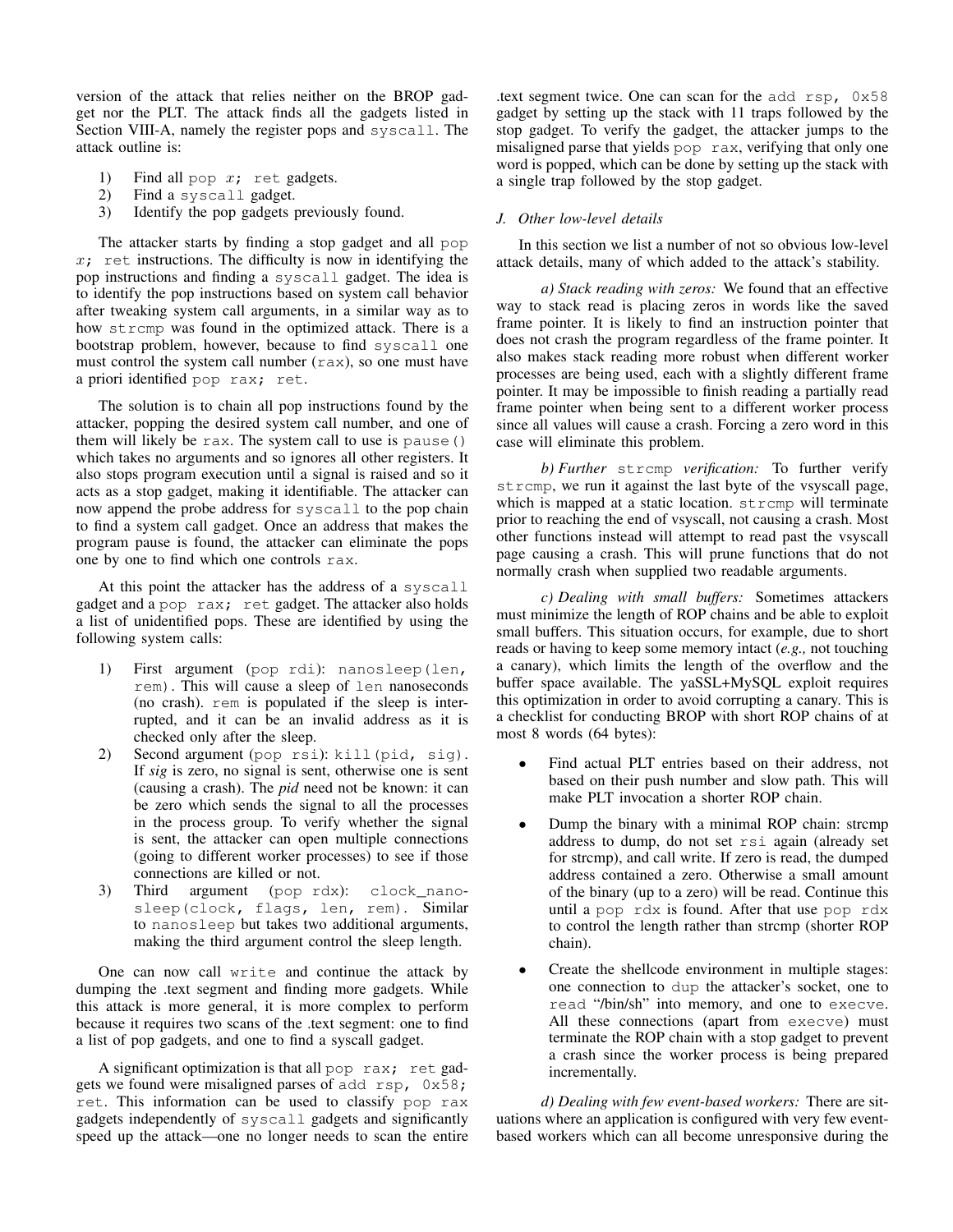version of the attack that relies neither on the BROP gadget nor the PLT. The attack finds all the gadgets listed in Section VIII-A, namely the register pops and `syscall`. The attack outline is:

1) Find all `pop` $x$`; ret` gadgets.
2) Find a `syscall` gadget.
3) Identify the pop gadgets previously found.

The attacker starts by finding a stop gadget and all `pop` $x$`; ret` instructions. The difficulty is now in identifying the pop instructions and finding a `syscall` gadget. The idea is to identify the pop instructions based on system call behavior after tweaking system call arguments, in a similar way as to how `strcmp` was found in the optimized attack. There is a bootstrap problem, however, because to find `syscall` one must control the system call number (`rax`), so one must have a priori identified `pop rax; ret`.

The solution is to chain all pop instructions found by the attacker, popping the desired system call number, and one of them will likely be `rax`. The system call to use is `pause()` which takes no arguments and so ignores all other registers. It also stops program execution until a signal is raised and so it acts as a stop gadget, making it identifiable. The attacker can now append the probe address for `syscall` to the pop chain to find a system call gadget. Once an address that makes the program pause is found, the attacker can eliminate the pops one by one to find which one controls `rax`.

At this point the attacker has the address of a `syscall` gadget and a `pop rax; ret` gadget. The attacker also holds a list of unidentified pops. These are identified by using the following system calls:

1) First argument (`pop rdi`): `nanosleep(len, rem)`. This will cause a sleep of `len` nanoseconds (no crash). `rem` is populated if the sleep is interrupted, and it can be an invalid address as it is checked only after the sleep.
2) Second argument (`pop rsi`): `kill(pid, sig)`. If *sig* is zero, no signal is sent, otherwise one is sent (causing a crash). The *pid* need not be known: it can be zero which sends the signal to all the processes in the process group. To verify whether the signal is sent, the attacker can open multiple connections (going to different worker processes) to see if those connections are killed or not.
3) Third argument (`pop rdx`): `clock_nanosleep(clock, flags, len, rem)`. Similar to `nanosleep` but takes two additional arguments, making the third argument control the sleep length.

One can now call `write` and continue the attack by dumping the .text segment and finding more gadgets. While this attack is more general, it is more complex to perform because it requires two scans of the .text segment: one to find a list of pop gadgets, and one to find a syscall gadget.

A significant optimization is that all `pop rax; ret` gadgets we found were misaligned parses of `add rsp, 0x58; ret`. This information can be used to classify `pop rax` gadgets independently of `syscall` gadgets and significantly speed up the attack—one no longer needs to scan the entire .text segment twice. One can scan for the `add rsp, 0x58` gadget by setting up the stack with 11 traps followed by the stop gadget. To verify the gadget, the attacker jumps to the misaligned parse that yields `pop rax`, verifying that only one word is popped, which can be done by setting up the stack with a single trap followed by the stop gadget.

### J. Other low-level details

In this section we list a number of not so obvious low-level attack details, many of which added to the attack's stability.

*a) Stack reading with zeros:* We found that an effective way to stack read is placing zeros in words like the saved frame pointer. It is likely to find an instruction pointer that does not crash the program regardless of the frame pointer. It also makes stack reading more robust when different worker processes are being used, each with a slightly different frame pointer. It may be impossible to finish reading a partially read frame pointer when being sent to a different worker process since all values will cause a crash. Forcing a zero word in this case will eliminate this problem.

*b) Further* `strcmp` *verification:* To further verify `strcmp`, we run it against the last byte of the vsyscall page, which is mapped at a static location. `strcmp` will terminate prior to reaching the end of vsyscall, not causing a crash. Most other functions instead will attempt to read past the vsyscall page causing a crash. This will prune functions that do not normally crash when supplied two readable arguments.

*c) Dealing with small buffers:* Sometimes attackers must minimize the length of ROP chains and be able to exploit small buffers. This situation occurs, for example, due to short reads or having to keep some memory intact (*e.g.,* not touching a canary), which limits the length of the overflow and the buffer space available. The yaSSL+MySQL exploit requires this optimization in order to avoid corrupting a canary. This is a checklist for conducting BROP with short ROP chains of at most 8 words (64 bytes):

- Find actual PLT entries based on their address, not based on their push number and slow path. This will make PLT invocation a shorter ROP chain.
- Dump the binary with a minimal ROP chain: strcmp address to dump, do not set `rsi` again (already set for strcmp), and call write. If zero is read, the dumped address contained a zero. Otherwise a small amount of the binary (up to a zero) will be read. Continue this until a `pop rdx` is found. After that use `pop rdx` to control the length rather than strcmp (shorter ROP chain).
- Create the shellcode environment in multiple stages: one connection to `dup` the attacker's socket, one to `read` "/bin/sh" into memory, and one to `execve`. All these connections (apart from `execve`) must terminate the ROP chain with a stop gadget to prevent a crash since the worker process is being prepared incrementally.

*d) Dealing with few event-based workers:* There are situations where an application is configured with very few event-based workers which can all become unresponsive during the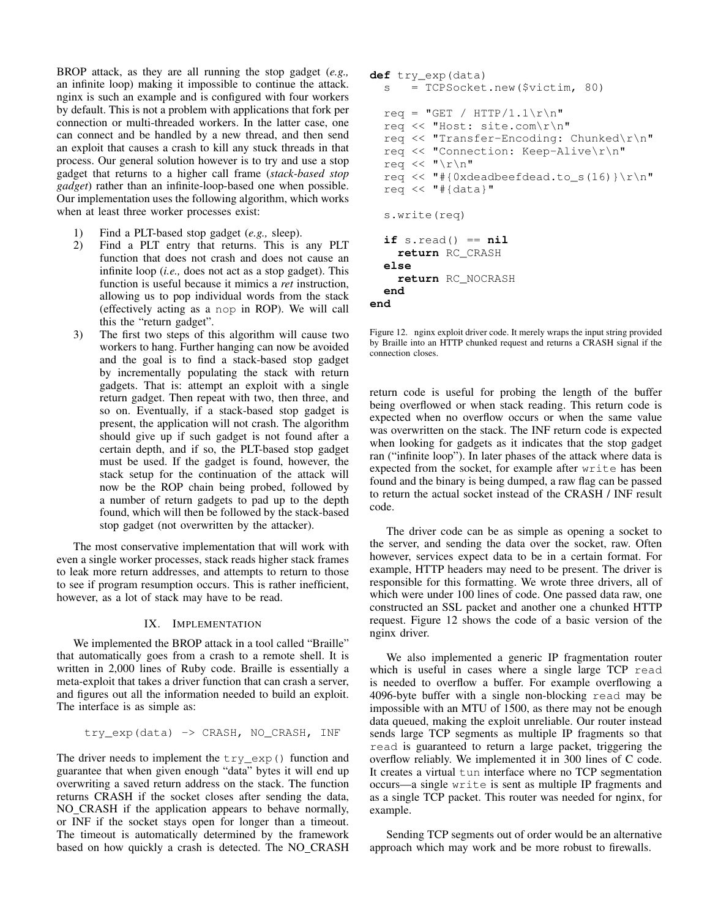BROP attack, as they are all running the stop gadget (*e.g.,* an infinite loop) making it impossible to continue the attack. nginx is such an example and is configured with four workers by default. This is not a problem with applications that fork per connection or multi-threaded workers. In the latter case, one can connect and be handled by a new thread, and then send an exploit that causes a crash to kill any stuck threads in that process. Our general solution however is to try and use a stop gadget that returns to a higher call frame (*stack-based stop gadget*) rather than an infinite-loop-based one when possible. Our implementation uses the following algorithm, which works when at least three worker processes exist:

1) Find a PLT-based stop gadget (*e.g.,* sleep).
2) Find a PLT entry that returns. This is any PLT function that does not crash and does not cause an infinite loop (*i.e.,* does not act as a stop gadget). This function is useful because it mimics a *ret* instruction, allowing us to pop individual words from the stack (effectively acting as a nop in ROP). We will call this the "return gadget".
3) The first two steps of this algorithm will cause two workers to hang. Further hanging can now be avoided and the goal is to find a stack-based stop gadget by incrementally populating the stack with return gadgets. That is: attempt an exploit with a single return gadget. Then repeat with two, then three, and so on. Eventually, if a stack-based stop gadget is present, the application will not crash. The algorithm should give up if such gadget is not found after a certain depth, and if so, the PLT-based stop gadget must be used. If the gadget is found, however, the stack setup for the continuation of the attack will now be the ROP chain being probed, followed by a number of return gadgets to pad up to the depth found, which will then be followed by the stack-based stop gadget (not overwritten by the attacker).

The most conservative implementation that will work with even a single worker processes, stack reads higher stack frames to leak more return addresses, and attempts to return to those to see if program resumption occurs. This is rather inefficient, however, as a lot of stack may have to be read.

## IX. Implementation

We implemented the BROP attack in a tool called "Braille" that automatically goes from a crash to a remote shell. It is written in 2,000 lines of Ruby code. Braille is essentially a meta-exploit that takes a driver function that can crash a server, and figures out all the information needed to build an exploit. The interface is as simple as:

```
try_exp(data) -> CRASH, NO_CRASH, INF
```

The driver needs to implement the `try_exp()` function and guarantee that when given enough "data" bytes it will end up overwriting a saved return address on the stack. The function returns CRASH if the socket closes after sending the data, NO_CRASH if the application appears to behave normally, or INF if the socket stays open for longer than a timeout. The timeout is automatically determined by the framework based on how quickly a crash is detected. The NO_CRASH return code is useful for probing the length of the buffer being overflowed or when stack reading. This return code is expected when no overflow occurs or when the same value was overwritten on the stack. The INF return code is expected when looking for gadgets as it indicates that the stop gadget ran ("infinite loop"). In later phases of the attack where data is expected from the socket, for example after `write` has been found and the binary is being dumped, a raw flag can be passed to return the actual socket instead of the CRASH / INF result code.

```ruby
def try_exp(data)
  s   = TCPSocket.new($victim, 80)

  req = "GET / HTTP/1.1\r\n"
  req << "Host: site.com\r\n"
  req << "Transfer-Encoding: Chunked\r\n"
  req << "Connection: Keep-Alive\r\n"
  req << "\r\n"
  req << "#{0xdeadbeefdead.to_s(16)}\r\n"
  req << "#{data}"

  s.write(req)

  if s.read() == nil
    return RC_CRASH
  else
    return RC_NOCRASH
  end
end
```

Figure 12. nginx exploit driver code. It merely wraps the input string provided by Braille into an HTTP chunked request and returns a CRASH signal if the connection closes.

The driver code can be as simple as opening a socket to the server, and sending the data over the socket, raw. Often however, services expect data to be in a certain format. For example, HTTP headers may need to be present. The driver is responsible for this formatting. We wrote three drivers, all of which were under 100 lines of code. One passed data raw, one constructed an SSL packet and another one a chunked HTTP request. Figure 12 shows the code of a basic version of the nginx driver.

We also implemented a generic IP fragmentation router which is useful in cases where a single large TCP `read` is needed to overflow a buffer. For example overflowing a 4096-byte buffer with a single non-blocking `read` may be impossible with an MTU of 1500, as there may not be enough data queued, making the exploit unreliable. Our router instead sends large TCP segments as multiple IP fragments so that `read` is guaranteed to return a large packet, triggering the overflow reliably. We implemented it in 300 lines of C code. It creates a virtual `tun` interface where no TCP segmentation occurs—a single `write` is sent as multiple IP fragments and as a single TCP packet. This router was needed for nginx, for example.

Sending TCP segments out of order would be an alternative approach which may work and be more robust to firewalls.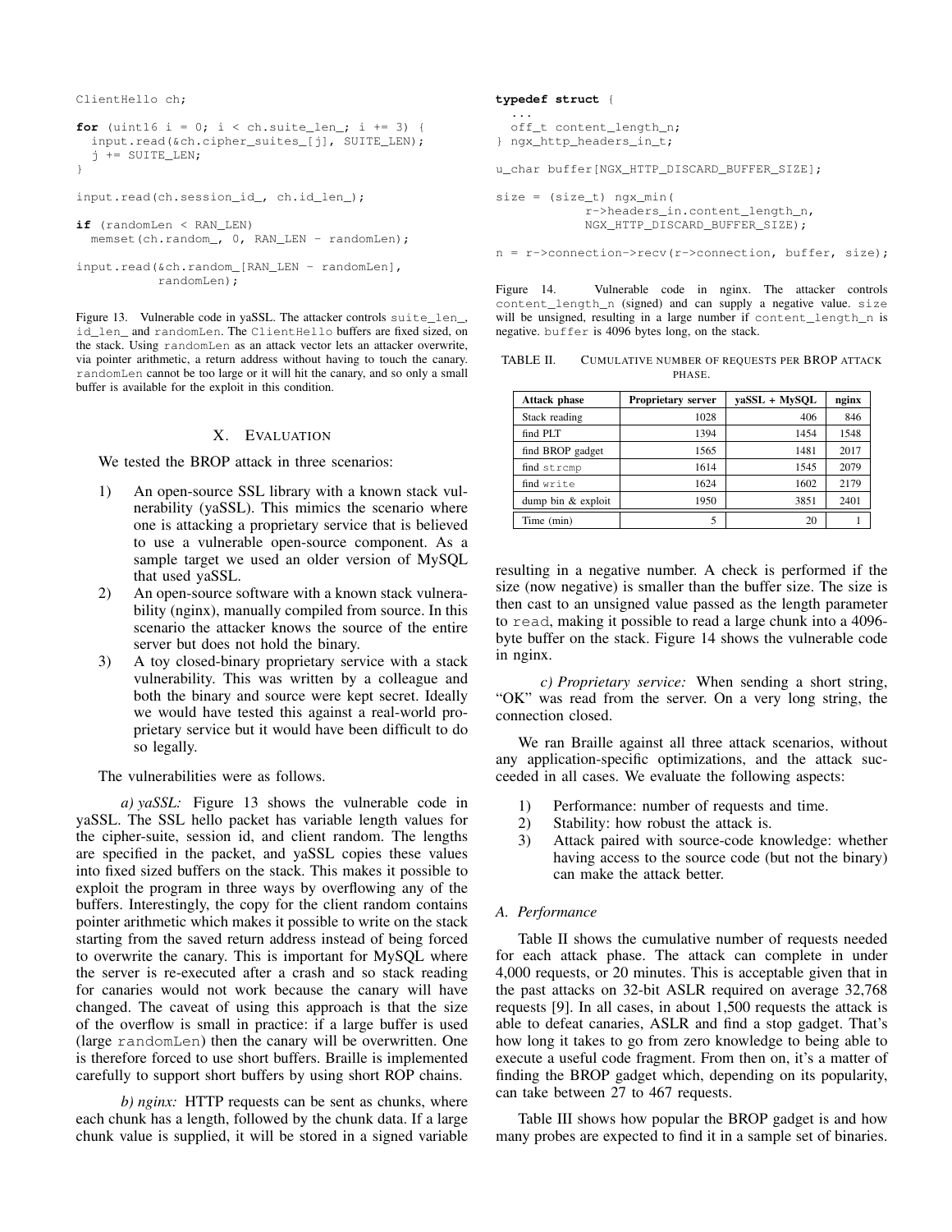```
ClientHello ch;

for (uint16 i = 0; i < ch.suite_len_; i += 3) {
  input.read(&ch.cipher_suites_[j], SUITE_LEN);
  j += SUITE_LEN;
}

input.read(ch.session_id_, ch.id_len_);

if (randomLen < RAN_LEN)
  memset(ch.random_, 0, RAN_LEN - randomLen);

input.read(&ch.random_[RAN_LEN - randomLen],
           randomLen);
```

Figure 13. Vulnerable code in yaSSL. The attacker controls `suite_len_`, `id_len_` and `randomLen`. The `ClientHello` buffers are fixed sized, on the stack. Using `randomLen` as an attack vector lets an attacker overwrite, via pointer arithmetic, a return address without having to touch the canary. `randomLen` cannot be too large or it will hit the canary, and so only a small buffer is available for the exploit in this condition.

## X. Evaluation

We tested the BROP attack in three scenarios:

1) An open-source SSL library with a known stack vulnerability (yaSSL). This mimics the scenario where one is attacking a proprietary service that is believed to use a vulnerable open-source component. As a sample target we used an older version of MySQL that used yaSSL.
2) An open-source software with a known stack vulnerability (nginx), manually compiled from source. In this scenario the attacker knows the source of the entire server but does not hold the binary.
3) A toy closed-binary proprietary service with a stack vulnerability. This was written by a colleague and both the binary and source were kept secret. Ideally we would have tested this against a real-world proprietary service but it would have been difficult to do so legally.

The vulnerabilities were as follows.

*a) yaSSL:* Figure 13 shows the vulnerable code in yaSSL. The SSL hello packet has variable length values for the cipher-suite, session id, and client random. The lengths are specified in the packet, and yaSSL copies these values into fixed sized buffers on the stack. This makes it possible to exploit the program in three ways by overflowing any of the buffers. Interestingly, the copy for the client random contains pointer arithmetic which makes it possible to write on the stack starting from the saved return address instead of being forced to overwrite the canary. This is important for MySQL where the server is re-executed after a crash and so stack reading for canaries would not work because the canary will have changed. The caveat of using this approach is that the size of the overflow is small in practice: if a large buffer is used (large `randomLen`) then the canary will be overwritten. One is therefore forced to use short buffers. Braille is implemented carefully to support short buffers by using short ROP chains.

*b) nginx:* HTTP requests can be sent as chunks, where each chunk has a length, followed by the chunk data. If a large chunk value is supplied, it will be stored in a signed variable

```
typedef struct {
  ...
  off_t content_length_n;
} ngx_http_headers_in_t;

u_char buffer[NGX_HTTP_DISCARD_BUFFER_SIZE];

size = (size_t) ngx_min(
           r->headers_in.content_length_n,
           NGX_HTTP_DISCARD_BUFFER_SIZE);

n = r->connection->recv(r->connection, buffer, size);
```

Figure 14. Vulnerable code in nginx. The attacker controls `content_length_n` (signed) and can supply a negative value. `size` will be unsigned, resulting in a large number if `content_length_n` is negative. `buffer` is 4096 bytes long, on the stack.

TABLE II. Cumulative number of requests per BROP attack phase.

| Attack phase | Proprietary server | yaSSL + MySQL | nginx |
|---|---|---|---|
| Stack reading | 1028 | 406 | 846 |
| find PLT | 1394 | 1454 | 1548 |
| find BROP gadget | 1565 | 1481 | 2017 |
| find `strcmp` | 1614 | 1545 | 2079 |
| find `write` | 1624 | 1602 | 2179 |
| dump bin & exploit | 1950 | 3851 | 2401 |
| Time (min) | 5 | 20 | 1 |

resulting in a negative number. A check is performed if the size (now negative) is smaller than the buffer size. The size is then cast to an unsigned value passed as the length parameter to `read`, making it possible to read a large chunk into a 4096-byte buffer on the stack. Figure 14 shows the vulnerable code in nginx.

*c) Proprietary service:* When sending a short string, "OK" was read from the server. On a very long string, the connection closed.

We ran Braille against all three attack scenarios, without any application-specific optimizations, and the attack succeeded in all cases. We evaluate the following aspects:

1) Performance: number of requests and time.
2) Stability: how robust the attack is.
3) Attack paired with source-code knowledge: whether having access to the source code (but not the binary) can make the attack better.

### A. Performance

Table II shows the cumulative number of requests needed for each attack phase. The attack can complete in under 4,000 requests, or 20 minutes. This is acceptable given that in the past attacks on 32-bit ASLR required on average 32,768 requests [9]. In all cases, in about 1,500 requests the attack is able to defeat canaries, ASLR and find a stop gadget. That's how long it takes to go from zero knowledge to being able to execute a useful code fragment. From then on, it's a matter of finding the BROP gadget which, depending on its popularity, can take between 27 to 467 requests.

Table III shows how popular the BROP gadget is and how many probes are expected to find it in a sample set of binaries.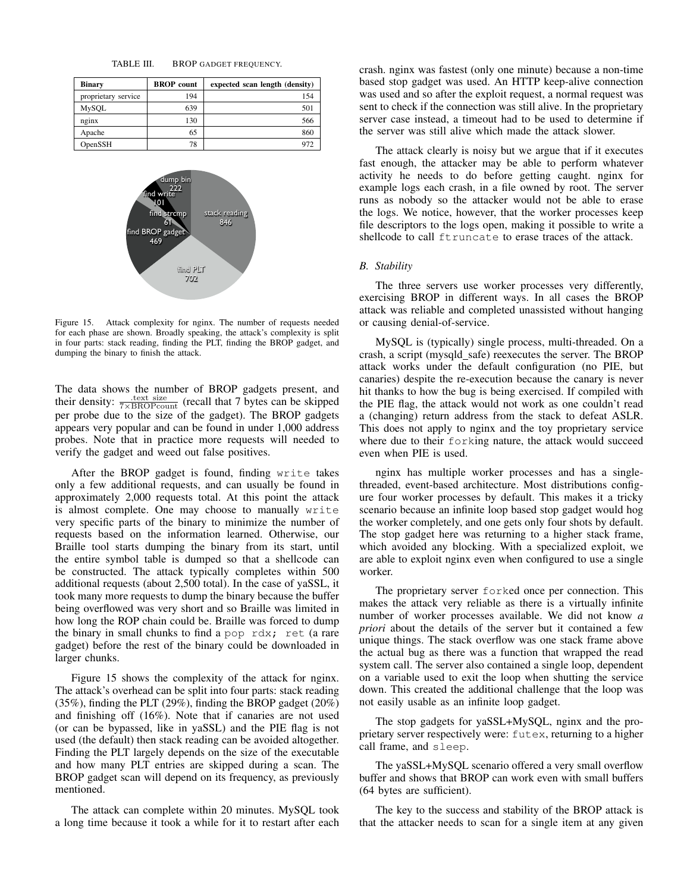TABLE III. BROP GADGET FREQUENCY.

| Binary | BROP count | expected scan length (density) |
|---|---|---|
| proprietary service | 194 | 154 |
| MySQL | 639 | 501 |
| nginx | 130 | 566 |
| Apache | 65 | 860 |
| OpenSSH | 78 | 972 |

Figure 15. Attack complexity for nginx. The number of requests needed for each phase are shown. Broadly speaking, the attack's complexity is split in four parts: stack reading, finding the PLT, finding the BROP gadget, and dumping the binary to finish the attack.

The data shows the number of BROP gadgets present, and their density: $\frac{\text{.text size}}{7 \times \text{BROPcount}}$ (recall that 7 bytes can be skipped per probe due to the size of the gadget). The BROP gadgets appears very popular and can be found in under 1,000 address probes. Note that in practice more requests will needed to verify the gadget and weed out false positives.

After the BROP gadget is found, finding `write` takes only a few additional requests, and can usually be found in approximately 2,000 requests total. At this point the attack is almost complete. One may choose to manually `write` very specific parts of the binary to minimize the number of requests based on the information learned. Otherwise, our Braille tool starts dumping the binary from its start, until the entire symbol table is dumped so that a shellcode can be constructed. The attack typically completes within 500 additional requests (about 2,500 total). In the case of yaSSL, it took many more requests to dump the binary because the buffer being overflowed was very short and so Braille was limited in how long the ROP chain could be. Braille was forced to dump the binary in small chunks to find a `pop rdx; ret` (a rare gadget) before the rest of the binary could be downloaded in larger chunks.

Figure 15 shows the complexity of the attack for nginx. The attack's overhead can be split into four parts: stack reading (35%), finding the PLT (29%), finding the BROP gadget (20%) and finishing off (16%). Note that if canaries are not used (or can be bypassed, like in yaSSL) and the PIE flag is not used (the default) then stack reading can be avoided altogether. Finding the PLT largely depends on the size of the executable and how many PLT entries are skipped during a scan. The BROP gadget scan will depend on its frequency, as previously mentioned.

The attack can complete within 20 minutes. MySQL took a long time because it took a while for it to restart after each crash. nginx was fastest (only one minute) because a non-time based stop gadget was used. An HTTP keep-alive connection was used and so after the exploit request, a normal request was sent to check if the connection was still alive. In the proprietary server case instead, a timeout had to be used to determine if the server was still alive which made the attack slower.

The attack clearly is noisy but we argue that if it executes fast enough, the attacker may be able to perform whatever activity he needs to do before getting caught. nginx for example logs each crash, in a file owned by root. The server runs as nobody so the attacker would not be able to erase the logs. We notice, however, that the worker processes keep file descriptors to the logs open, making it possible to write a shellcode to call `ftruncate` to erase traces of the attack.

### B. Stability

The three servers use worker processes very differently, exercising BROP in different ways. In all cases the BROP attack was reliable and completed unassisted without hanging or causing denial-of-service.

MySQL is (typically) single process, multi-threaded. On a crash, a script (mysqld_safe) reexecutes the server. The BROP attack works under the default configuration (no PIE, but canaries) despite the re-execution because the canary is never hit thanks to how the bug is being exercised. If compiled with the PIE flag, the attack would not work as one couldn't read a (changing) return address from the stack to defeat ASLR. This does not apply to nginx and the toy proprietary service where due to their `fork`ing nature, the attack would succeed even when PIE is used.

nginx has multiple worker processes and has a single-threaded, event-based architecture. Most distributions configure four worker processes by default. This makes it a tricky scenario because an infinite loop based stop gadget would hog the worker completely, and one gets only four shots by default. The stop gadget here was returning to a higher stack frame, which avoided any blocking. With a specialized exploit, we are able to exploit nginx even when configured to use a single worker.

The proprietary server `fork`ed once per connection. This makes the attack very reliable as there is a virtually infinite number of worker processes available. We did not know *a priori* about the details of the server but it contained a few unique things. The stack overflow was one stack frame above the actual bug as there was a function that wrapped the read system call. The server also contained a single loop, dependent on a variable used to exit the loop when shutting the service down. This created the additional challenge that the loop was not easily usable as an infinite loop gadget.

The stop gadgets for yaSSL+MySQL, nginx and the proprietary server respectively were: `futex`, returning to a higher call frame, and `sleep`.

The yaSSL+MySQL scenario offered a very small overflow buffer and shows that BROP can work even with small buffers (64 bytes are sufficient).

The key to the success and stability of the BROP attack is that the attacker needs to scan for a single item at any given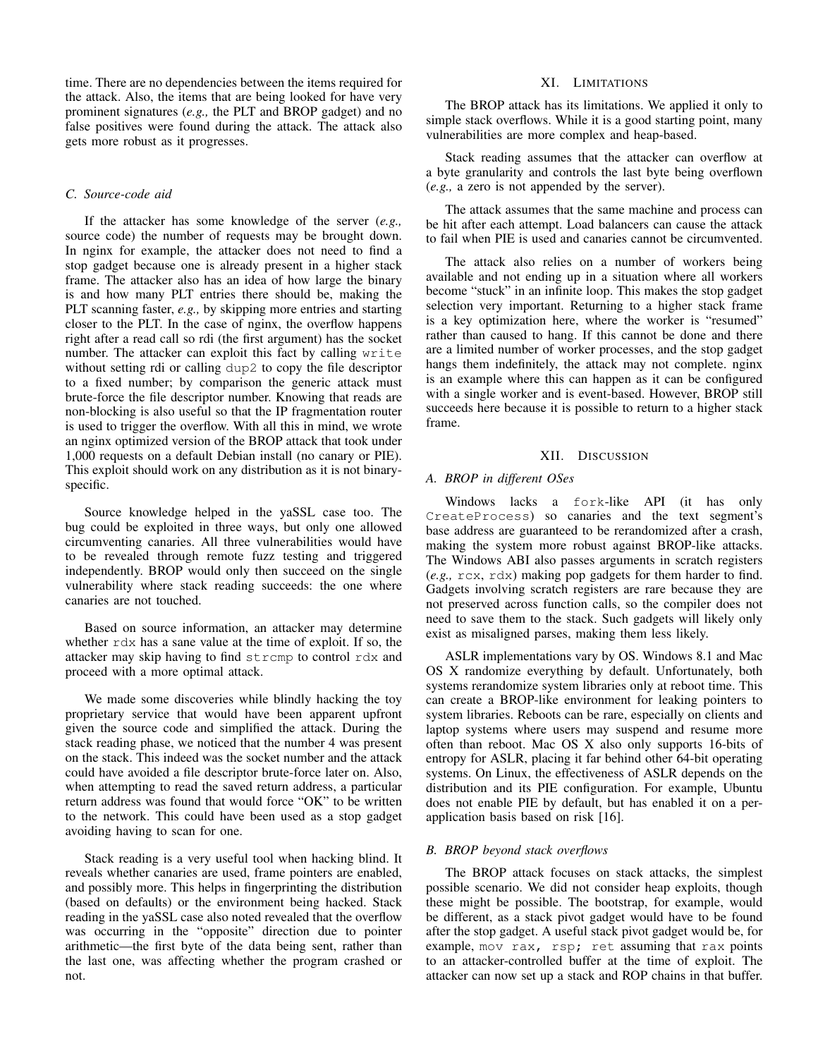time. There are no dependencies between the items required for the attack. Also, the items that are being looked for have very prominent signatures (*e.g.,* the PLT and BROP gadget) and no false positives were found during the attack. The attack also gets more robust as it progresses.

### *C. Source-code aid*

If the attacker has some knowledge of the server (*e.g.,* source code) the number of requests may be brought down. In nginx for example, the attacker does not need to find a stop gadget because one is already present in a higher stack frame. The attacker also has an idea of how large the binary is and how many PLT entries there should be, making the PLT scanning faster, *e.g.,* by skipping more entries and starting closer to the PLT. In the case of nginx, the overflow happens right after a read call so rdi (the first argument) has the socket number. The attacker can exploit this fact by calling `write` without setting rdi or calling `dup2` to copy the file descriptor to a fixed number; by comparison the generic attack must brute-force the file descriptor number. Knowing that reads are non-blocking is also useful so that the IP fragmentation router is used to trigger the overflow. With all this in mind, we wrote an nginx optimized version of the BROP attack that took under 1,000 requests on a default Debian install (no canary or PIE). This exploit should work on any distribution as it is not binary-specific.

Source knowledge helped in the yaSSL case too. The bug could be exploited in three ways, but only one allowed circumventing canaries. All three vulnerabilities would have to be revealed through remote fuzz testing and triggered independently. BROP would only then succeed on the single vulnerability where stack reading succeeds: the one where canaries are not touched.

Based on source information, an attacker may determine whether `rdx` has a sane value at the time of exploit. If so, the attacker may skip having to find `strcmp` to control `rdx` and proceed with a more optimal attack.

We made some discoveries while blindly hacking the toy proprietary service that would have been apparent upfront given the source code and simplified the attack. During the stack reading phase, we noticed that the number 4 was present on the stack. This indeed was the socket number and the attack could have avoided a file descriptor brute-force later on. Also, when attempting to read the saved return address, a particular return address was found that would force "OK" to be written to the network. This could have been used as a stop gadget avoiding having to scan for one.

Stack reading is a very useful tool when hacking blind. It reveals whether canaries are used, frame pointers are enabled, and possibly more. This helps in fingerprinting the distribution (based on defaults) or the environment being hacked. Stack reading in the yaSSL case also noted revealed that the overflow was occurring in the "opposite" direction due to pointer arithmetic—the first byte of the data being sent, rather than the last one, was affecting whether the program crashed or not.

## XI. Limitations

The BROP attack has its limitations. We applied it only to simple stack overflows. While it is a good starting point, many vulnerabilities are more complex and heap-based.

Stack reading assumes that the attacker can overflow at a byte granularity and controls the last byte being overflown (*e.g.,* a zero is not appended by the server).

The attack assumes that the same machine and process can be hit after each attempt. Load balancers can cause the attack to fail when PIE is used and canaries cannot be circumvented.

The attack also relies on a number of workers being available and not ending up in a situation where all workers become "stuck" in an infinite loop. This makes the stop gadget selection very important. Returning to a higher stack frame is a key optimization here, where the worker is "resumed" rather than caused to hang. If this cannot be done and there are a limited number of worker processes, and the stop gadget hangs them indefinitely, the attack may not complete. nginx is an example where this can happen as it can be configured with a single worker and is event-based. However, BROP still succeeds here because it is possible to return to a higher stack frame.

## XII. Discussion

### *A. BROP in different OSes*

Windows lacks a `fork`-like API (it has only `CreateProcess`) so canaries and the text segment's base address are guaranteed to be rerandomized after a crash, making the system more robust against BROP-like attacks. The Windows ABI also passes arguments in scratch registers (*e.g.,* `rcx`, `rdx`) making pop gadgets for them harder to find. Gadgets involving scratch registers are rare because they are not preserved across function calls, so the compiler does not need to save them to the stack. Such gadgets will likely only exist as misaligned parses, making them less likely.

ASLR implementations vary by OS. Windows 8.1 and Mac OS X randomize everything by default. Unfortunately, both systems rerandomize system libraries only at reboot time. This can create a BROP-like environment for leaking pointers to system libraries. Reboots can be rare, especially on clients and laptop systems where users may suspend and resume more often than reboot. Mac OS X also only supports 16-bits of entropy for ASLR, placing it far behind other 64-bit operating systems. On Linux, the effectiveness of ASLR depends on the distribution and its PIE configuration. For example, Ubuntu does not enable PIE by default, but has enabled it on a per-application basis based on risk [16].

### *B. BROP beyond stack overflows*

The BROP attack focuses on stack attacks, the simplest possible scenario. We did not consider heap exploits, though these might be possible. The bootstrap, for example, would be different, as a stack pivot gadget would have to be found after the stop gadget. A useful stack pivot gadget would be, for example, `mov rax, rsp; ret` assuming that `rax` points to an attacker-controlled buffer at the time of exploit. The attacker can now set up a stack and ROP chains in that buffer.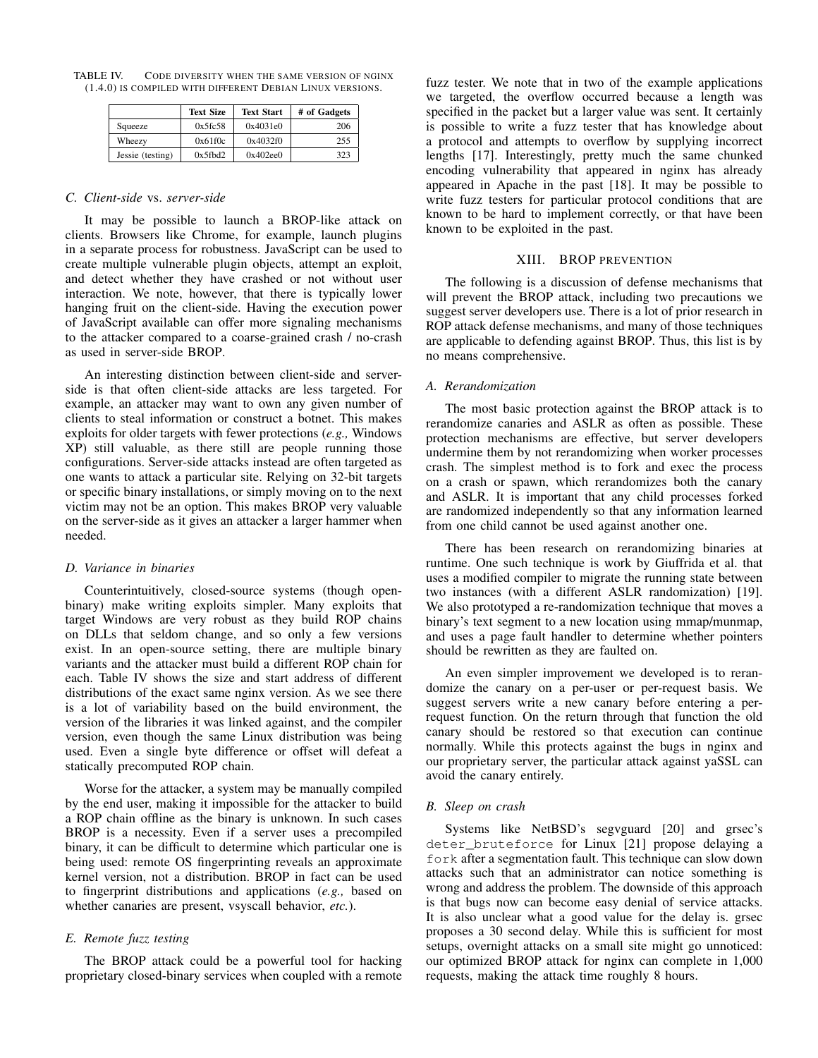TABLE IV. Code diversity when the same version of nginx (1.4.0) is compiled with different Debian Linux versions.

|  | Text Size | Text Start | # of Gadgets |
|---|---|---|---|
| Squeeze | 0x5fc58 | 0x4031e0 | 206 |
| Wheezy | 0x61f0c | 0x4032f0 | 255 |
| Jessie (testing) | 0x5fbd2 | 0x402ee0 | 323 |

### C. *Client-side* vs. *server-side*

It may be possible to launch a BROP-like attack on clients. Browsers like Chrome, for example, launch plugins in a separate process for robustness. JavaScript can be used to create multiple vulnerable plugin objects, attempt an exploit, and detect whether they have crashed or not without user interaction. We note, however, that there is typically lower hanging fruit on the client-side. Having the execution power of JavaScript available can offer more signaling mechanisms to the attacker compared to a coarse-grained crash / no-crash as used in server-side BROP.

An interesting distinction between client-side and server-side is that often client-side attacks are less targeted. For example, an attacker may want to own any given number of clients to steal information or construct a botnet. This makes exploits for older targets with fewer protections (*e.g.,* Windows XP) still valuable, as there still are people running those configurations. Server-side attacks instead are often targeted as one wants to attack a particular site. Relying on 32-bit targets or specific binary installations, or simply moving on to the next victim may not be an option. This makes BROP very valuable on the server-side as it gives an attacker a larger hammer when needed.

### D. *Variance in binaries*

Counterintuitively, closed-source systems (though open-binary) make writing exploits simpler. Many exploits that target Windows are very robust as they build ROP chains on DLLs that seldom change, and so only a few versions exist. In an open-source setting, there are multiple binary variants and the attacker must build a different ROP chain for each. Table IV shows the size and start address of different distributions of the exact same nginx version. As we see there is a lot of variability based on the build environment, the version of the libraries it was linked against, and the compiler version, even though the same Linux distribution was being used. Even a single byte difference or offset will defeat a statically precomputed ROP chain.

Worse for the attacker, a system may be manually compiled by the end user, making it impossible for the attacker to build a ROP chain offline as the binary is unknown. In such cases BROP is a necessity. Even if a server uses a precompiled binary, it can be difficult to determine which particular one is being used: remote OS fingerprinting reveals an approximate kernel version, not a distribution. BROP in fact can be used to fingerprint distributions and applications (*e.g.,* based on whether canaries are present, vsyscall behavior, *etc.*).

### E. *Remote fuzz testing*

The BROP attack could be a powerful tool for hacking proprietary closed-binary services when coupled with a remote fuzz tester. We note that in two of the example applications we targeted, the overflow occurred because a length was specified in the packet but a larger value was sent. It certainly is possible to write a fuzz tester that has knowledge about a protocol and attempts to overflow by supplying incorrect lengths [17]. Interestingly, pretty much the same chunked encoding vulnerability that appeared in nginx has already appeared in Apache in the past [18]. It may be possible to write fuzz testers for particular protocol conditions that are known to be hard to implement correctly, or that have been known to be exploited in the past.

## XIII. BROP PREVENTION

The following is a discussion of defense mechanisms that will prevent the BROP attack, including two precautions we suggest server developers use. There is a lot of prior research in ROP attack defense mechanisms, and many of those techniques are applicable to defending against BROP. Thus, this list is by no means comprehensive.

### A. *Rerandomization*

The most basic protection against the BROP attack is to rerandomize canaries and ASLR as often as possible. These protection mechanisms are effective, but server developers undermine them by not rerandomizing when worker processes crash. The simplest method is to fork and exec the process on a crash or spawn, which rerandomizes both the canary and ASLR. It is important that any child processes forked are randomized independently so that any information learned from one child cannot be used against another one.

There has been research on rerandomizing binaries at runtime. One such technique is work by Giuffrida et al. that uses a modified compiler to migrate the running state between two instances (with a different ASLR randomization) [19]. We also prototyped a re-randomization technique that moves a binary's text segment to a new location using mmap/munmap, and uses a page fault handler to determine whether pointers should be rewritten as they are faulted on.

An even simpler improvement we developed is to rerandomize the canary on a per-user or per-request basis. We suggest servers write a new canary before entering a per-request function. On the return through that function the old canary should be restored so that execution can continue normally. While this protects against the bugs in nginx and our proprietary server, the particular attack against yaSSL can avoid the canary entirely.

### B. *Sleep on crash*

Systems like NetBSD's segvguard [20] and grsec's `deter_bruteforce` for Linux [21] propose delaying a `fork` after a segmentation fault. This technique can slow down attacks such that an administrator can notice something is wrong and address the problem. The downside of this approach is that bugs now can become easy denial of service attacks. It is also unclear what a good value for the delay is. grsec proposes a 30 second delay. While this is sufficient for most setups, overnight attacks on a small site might go unnoticed: our optimized BROP attack for nginx can complete in 1,000 requests, making the attack time roughly 8 hours.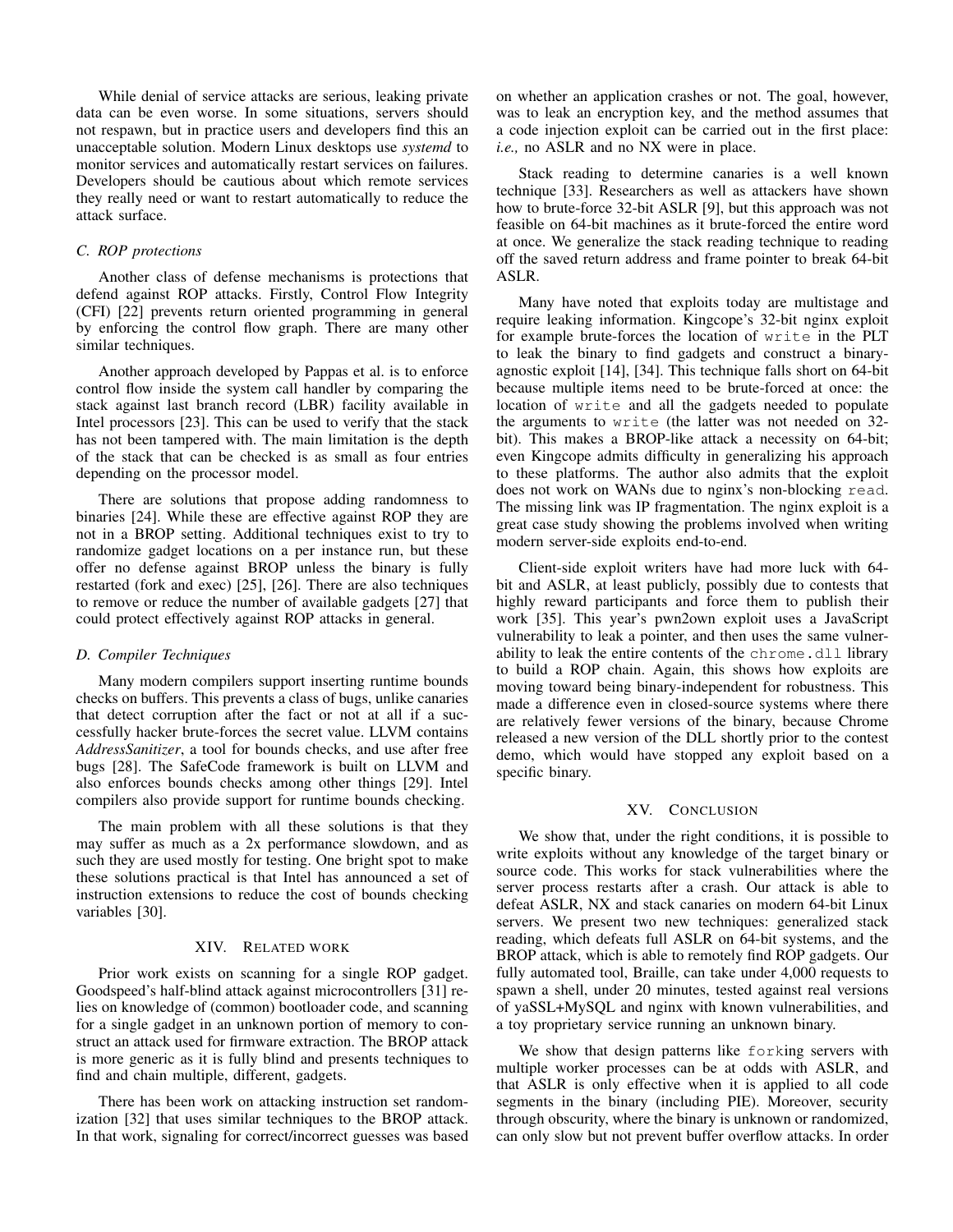While denial of service attacks are serious, leaking private data can be even worse. In some situations, servers should not respawn, but in practice users and developers find this an unacceptable solution. Modern Linux desktops use *systemd* to monitor services and automatically restart services on failures. Developers should be cautious about which remote services they really need or want to restart automatically to reduce the attack surface.

### C. ROP protections

Another class of defense mechanisms is protections that defend against ROP attacks. Firstly, Control Flow Integrity (CFI) [22] prevents return oriented programming in general by enforcing the control flow graph. There are many other similar techniques.

Another approach developed by Pappas et al. is to enforce control flow inside the system call handler by comparing the stack against last branch record (LBR) facility available in Intel processors [23]. This can be used to verify that the stack has not been tampered with. The main limitation is the depth of the stack that can be checked is as small as four entries depending on the processor model.

There are solutions that propose adding randomness to binaries [24]. While these are effective against ROP they are not in a BROP setting. Additional techniques exist to try to randomize gadget locations on a per instance run, but these offer no defense against BROP unless the binary is fully restarted (fork and exec) [25], [26]. There are also techniques to remove or reduce the number of available gadgets [27] that could protect effectively against ROP attacks in general.

### D. Compiler Techniques

Many modern compilers support inserting runtime bounds checks on buffers. This prevents a class of bugs, unlike canaries that detect corruption after the fact or not at all if a successfully hacker brute-forces the secret value. LLVM contains *AddressSanitizer*, a tool for bounds checks, and use after free bugs [28]. The SafeCode framework is built on LLVM and also enforces bounds checks among other things [29]. Intel compilers also provide support for runtime bounds checking.

The main problem with all these solutions is that they may suffer as much as a 2x performance slowdown, and as such they are used mostly for testing. One bright spot to make these solutions practical is that Intel has announced a set of instruction extensions to reduce the cost of bounds checking variables [30].

## XIV. Related work

Prior work exists on scanning for a single ROP gadget. Goodspeed's half-blind attack against microcontrollers [31] relies on knowledge of (common) bootloader code, and scanning for a single gadget in an unknown portion of memory to construct an attack used for firmware extraction. The BROP attack is more generic as it is fully blind and presents techniques to find and chain multiple, different, gadgets.

There has been work on attacking instruction set randomization [32] that uses similar techniques to the BROP attack. In that work, signaling for correct/incorrect guesses was based on whether an application crashes or not. The goal, however, was to leak an encryption key, and the method assumes that a code injection exploit can be carried out in the first place: *i.e.,* no ASLR and no NX were in place.

Stack reading to determine canaries is a well known technique [33]. Researchers as well as attackers have shown how to brute-force 32-bit ASLR [9], but this approach was not feasible on 64-bit machines as it brute-forced the entire word at once. We generalize the stack reading technique to reading off the saved return address and frame pointer to break 64-bit ASLR.

Many have noted that exploits today are multistage and require leaking information. Kingcope's 32-bit nginx exploit for example brute-forces the location of `write` in the PLT to leak the binary to find gadgets and construct a binary-agnostic exploit [14], [34]. This technique falls short on 64-bit because multiple items need to be brute-forced at once: the location of `write` and all the gadgets needed to populate the arguments to `write` (the latter was not needed on 32-bit). This makes a BROP-like attack a necessity on 64-bit; even Kingcope admits difficulty in generalizing his approach to these platforms. The author also admits that the exploit does not work on WANs due to nginx's non-blocking `read`. The missing link was IP fragmentation. The nginx exploit is a great case study showing the problems involved when writing modern server-side exploits end-to-end.

Client-side exploit writers have had more luck with 64-bit and ASLR, at least publicly, possibly due to contests that highly reward participants and force them to publish their work [35]. This year's pwn2own exploit uses a JavaScript vulnerability to leak a pointer, and then uses the same vulnerability to leak the entire contents of the `chrome.dll` library to build a ROP chain. Again, this shows how exploits are moving toward being binary-independent for robustness. This made a difference even in closed-source systems where there are relatively fewer versions of the binary, because Chrome released a new version of the DLL shortly prior to the contest demo, which would have stopped any exploit based on a specific binary.

## XV. Conclusion

We show that, under the right conditions, it is possible to write exploits without any knowledge of the target binary or source code. This works for stack vulnerabilities where the server process restarts after a crash. Our attack is able to defeat ASLR, NX and stack canaries on modern 64-bit Linux servers. We present two new techniques: generalized stack reading, which defeats full ASLR on 64-bit systems, and the BROP attack, which is able to remotely find ROP gadgets. Our fully automated tool, Braille, can take under 4,000 requests to spawn a shell, under 20 minutes, tested against real versions of yaSSL+MySQL and nginx with known vulnerabilities, and a toy proprietary service running an unknown binary.

We show that design patterns like `fork`ing servers with multiple worker processes can be at odds with ASLR, and that ASLR is only effective when it is applied to all code segments in the binary (including PIE). Moreover, security through obscurity, where the binary is unknown or randomized, can only slow but not prevent buffer overflow attacks. In order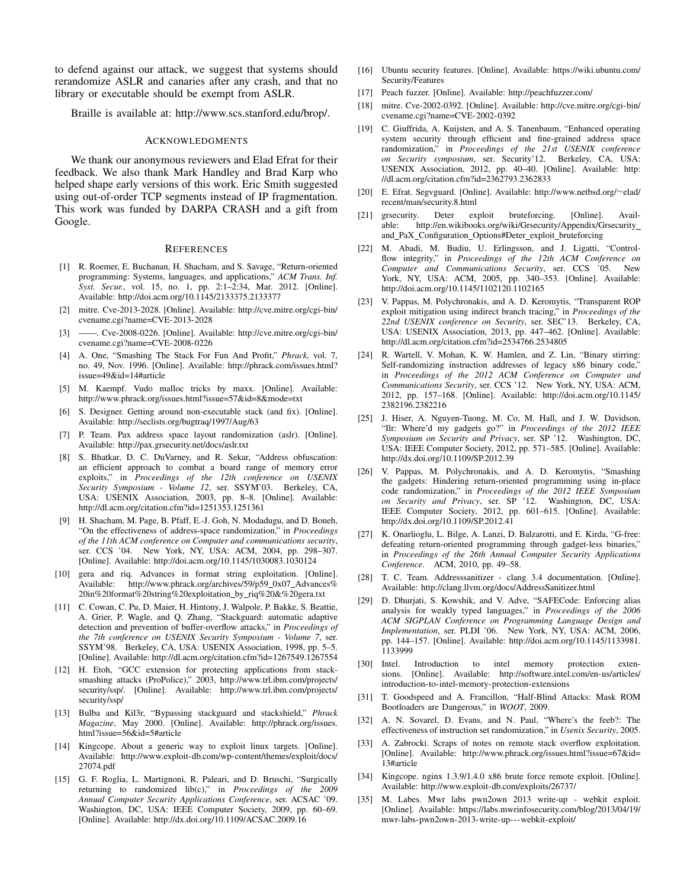to defend against our attack, we suggest that systems should rerandomize ASLR and canaries after any crash, and that no library or executable should be exempt from ASLR.

Braille is available at: http://www.scs.stanford.edu/brop/.

## Acknowledgments

We thank our anonymous reviewers and Elad Efrat for their feedback. We also thank Mark Handley and Brad Karp who helped shape early versions of this work. Eric Smith suggested using out-of-order TCP segments instead of IP fragmentation. This work was funded by DARPA CRASH and a gift from Google.

## References

[1] R. Roemer, E. Buchanan, H. Shacham, and S. Savage, "Return-oriented programming: Systems, languages, and applications," *ACM Trans. Inf. Syst. Secur.*, vol. 15, no. 1, pp. 2:1–2:34, Mar. 2012. [Online]. Available: http://doi.acm.org/10.1145/2133375.2133377

[2] mitre. Cve-2013-2028. [Online]. Available: http://cve.mitre.org/cgi-bin/cvename.cgi?name=CVE-2013-2028

[3] ——. Cve-2008-0226. [Online]. Available: http://cve.mitre.org/cgi-bin/cvename.cgi?name=CVE-2008-0226

[4] A. One, "Smashing The Stack For Fun And Profit," *Phrack*, vol. 7, no. 49, Nov. 1996. [Online]. Available: http://phrack.com/issues.html?issue=49&id=14#article

[5] M. Kaempf. Vudo malloc tricks by maxx. [Online]. Available: http://www.phrack.org/issues.html?issue=57&id=8&mode=txt

[6] S. Designer. Getting around non-executable stack (and fix). [Online]. Available: http://seclists.org/bugtraq/1997/Aug/63

[7] P. Team. Pax address space layout randomization (aslr). [Online]. Available: http://pax.grsecurity.net/docs/aslr.txt

[8] S. Bhatkar, D. C. DuVarney, and R. Sekar, "Address obfuscation: an efficient approach to combat a board range of memory error exploits," in *Proceedings of the 12th conference on USENIX Security Symposium - Volume 12*, ser. SSYM'03. Berkeley, CA, USA: USENIX Association, 2003, pp. 8–8. [Online]. Available: http://dl.acm.org/citation.cfm?id=1251353.1251361

[9] H. Shacham, M. Page, B. Pfaff, E.-J. Goh, N. Modadugu, and D. Boneh, "On the effectiveness of address-space randomization," in *Proceedings of the 11th ACM conference on Computer and communications security*, ser. CCS '04. New York, NY, USA: ACM, 2004, pp. 298–307. [Online]. Available: http://doi.acm.org/10.1145/1030083.1030124

[10] gera and riq. Advances in format string exploitation. [Online]. Available: http://www.phrack.org/archives/59/p59_0x07_Advances%20in%20format%20string%20exploitation_by_riq%20&%20gera.txt

[11] C. Cowan, C. Pu, D. Maier, H. Hintony, J. Walpole, P. Bakke, S. Beattie, A. Grier, P. Wagle, and Q. Zhang, "Stackguard: automatic adaptive detection and prevention of buffer-overflow attacks," in *Proceedings of the 7th conference on USENIX Security Symposium - Volume 7*, ser. SSYM'98. Berkeley, CA, USA: USENIX Association, 1998, pp. 5–5. [Online]. Available: http://dl.acm.org/citation.cfm?id=1267549.1267554

[12] H. Etoh, "GCC extension for protecting applications from stack-smashing attacks (ProPolice)," 2003, http://www.trl.ibm.com/projects/security/ssp/. [Online]. Available: http://www.trl.ibm.com/projects/security/ssp/

[13] Bulba and Kil3r, "Bypassing stackguard and stackshield," *Phrack Magazine*, May 2000. [Online]. Available: http://phrack.org/issues.html?issue=56&id=5#article

[14] Kingcope. About a generic way to exploit linux targets. [Online]. Available: http://www.exploit-db.com/wp-content/themes/exploit/docs/27074.pdf

[15] G. F. Roglia, L. Martignoni, R. Paleari, and D. Bruschi, "Surgically returning to randomized lib(c)," in *Proceedings of the 2009 Annual Computer Security Applications Conference*, ser. ACSAC '09. Washington, DC, USA: IEEE Computer Society, 2009, pp. 60–69. [Online]. Available: http://dx.doi.org/10.1109/ACSAC.2009.16

[16] Ubuntu security features. [Online]. Available: https://wiki.ubuntu.com/Security/Features

[17] Peach fuzzer. [Online]. Available: http://peachfuzzer.com/

[18] mitre. Cve-2002-0392. [Online]. Available: http://cve.mitre.org/cgi-bin/cvename.cgi?name=CVE-2002-0392

[19] C. Giuffrida, A. Kuijsten, and A. S. Tanenbaum, "Enhanced operating system security through efficient and fine-grained address space randomization," in *Proceedings of the 21st USENIX conference on Security symposium*, ser. Security'12. Berkeley, CA, USA: USENIX Association, 2012, pp. 40–40. [Online]. Available: http://dl.acm.org/citation.cfm?id=2362793.2362833

[20] E. Efrat. Segvguard. [Online]. Available: http://www.netbsd.org/~elad/recent/man/security.8.html

[21] grsecurity. Deter exploit bruteforcing. [Online]. Available: http://en.wikibooks.org/wiki/Grsecurity/Appendix/Grsecurity_and_PaX_Configuration_Options#Deter_exploit_bruteforcing

[22] M. Abadi, M. Budiu, U. Erlingsson, and J. Ligatti, "Control-flow integrity," in *Proceedings of the 12th ACM Conference on Computer and Communications Security*, ser. CCS '05. New York, NY, USA: ACM, 2005, pp. 340–353. [Online]. Available: http://doi.acm.org/10.1145/1102120.1102165

[23] V. Pappas, M. Polychronakis, and A. D. Keromytis, "Transparent ROP exploit mitigation using indirect branch tracing," in *Proceedings of the 22nd USENIX conference on Security*, ser. SEC'13. Berkeley, CA, USA: USENIX Association, 2013, pp. 447–462. [Online]. Available: http://dl.acm.org/citation.cfm?id=2534766.2534805

[24] R. Wartell, V. Mohan, K. W. Hamlen, and Z. Lin, "Binary stirring: Self-randomizing instruction addresses of legacy x86 binary code," in *Proceedings of the 2012 ACM Conference on Computer and Communications Security*, ser. CCS '12. New York, NY, USA: ACM, 2012, pp. 157–168. [Online]. Available: http://doi.acm.org/10.1145/2382196.2382216

[25] J. Hiser, A. Nguyen-Tuong, M. Co, M. Hall, and J. W. Davidson, "Ilr: Where'd my gadgets go?" in *Proceedings of the 2012 IEEE Symposium on Security and Privacy*, ser. SP '12. Washington, DC, USA: IEEE Computer Society, 2012, pp. 571–585. [Online]. Available: http://dx.doi.org/10.1109/SP.2012.39

[26] V. Pappas, M. Polychronakis, and A. D. Keromytis, "Smashing the gadgets: Hindering return-oriented programming using in-place code randomization," in *Proceedings of the 2012 IEEE Symposium on Security and Privacy*, ser. SP '12. Washington, DC, USA: IEEE Computer Society, 2012, pp. 601–615. [Online]. Available: http://dx.doi.org/10.1109/SP.2012.41

[27] K. Onarlioglu, L. Bilge, A. Lanzi, D. Balzarotti, and E. Kirda, "G-free: defeating return-oriented programming through gadget-less binaries," in *Proceedings of the 26th Annual Computer Security Applications Conference*. ACM, 2010, pp. 49–58.

[28] T. C. Team. Addresssanitizer - clang 3.4 documentation. [Online]. Available: http://clang.llvm.org/docs/AddressSanitizer.html

[29] D. Dhurjati, S. Kowshik, and V. Adve, "SAFECode: Enforcing alias analysis for weakly typed languages," in *Proceedings of the 2006 ACM SIGPLAN Conference on Programming Language Design and Implementation*, ser. PLDI '06. New York, NY, USA: ACM, 2006, pp. 144–157. [Online]. Available: http://doi.acm.org/10.1145/1133981.1133999

[30] Intel. Introduction to intel memory protection extensions. [Online]. Available: http://software.intel.com/en-us/articles/introduction-to-intel-memory-protection-extensions

[31] T. Goodspeed and A. Francillon, "Half-Blind Attacks: Mask ROM Bootloaders are Dangerous," in *WOOT*, 2009.

[32] A. N. Sovarel, D. Evans, and N. Paul, "Where's the feeb?: The effectiveness of instruction set randomization," in *Usenix Security*, 2005.

[33] A. Zabrocki. Scraps of notes on remote stack overflow exploitation. [Online]. Available: http://www.phrack.org/issues.html?issue=67&id=13#article

[34] Kingcope. nginx 1.3.9/1.4.0 x86 brute force remote exploit. [Online]. Available: http://www.exploit-db.com/exploits/26737/

[35] M. Labes. Mwr labs pwn2own 2013 write-up - webkit exploit. [Online]. Available: https://labs.mwrinfosecurity.com/blog/2013/04/19/mwr-labs-pwn2own-2013-write-up---webkit-exploit/